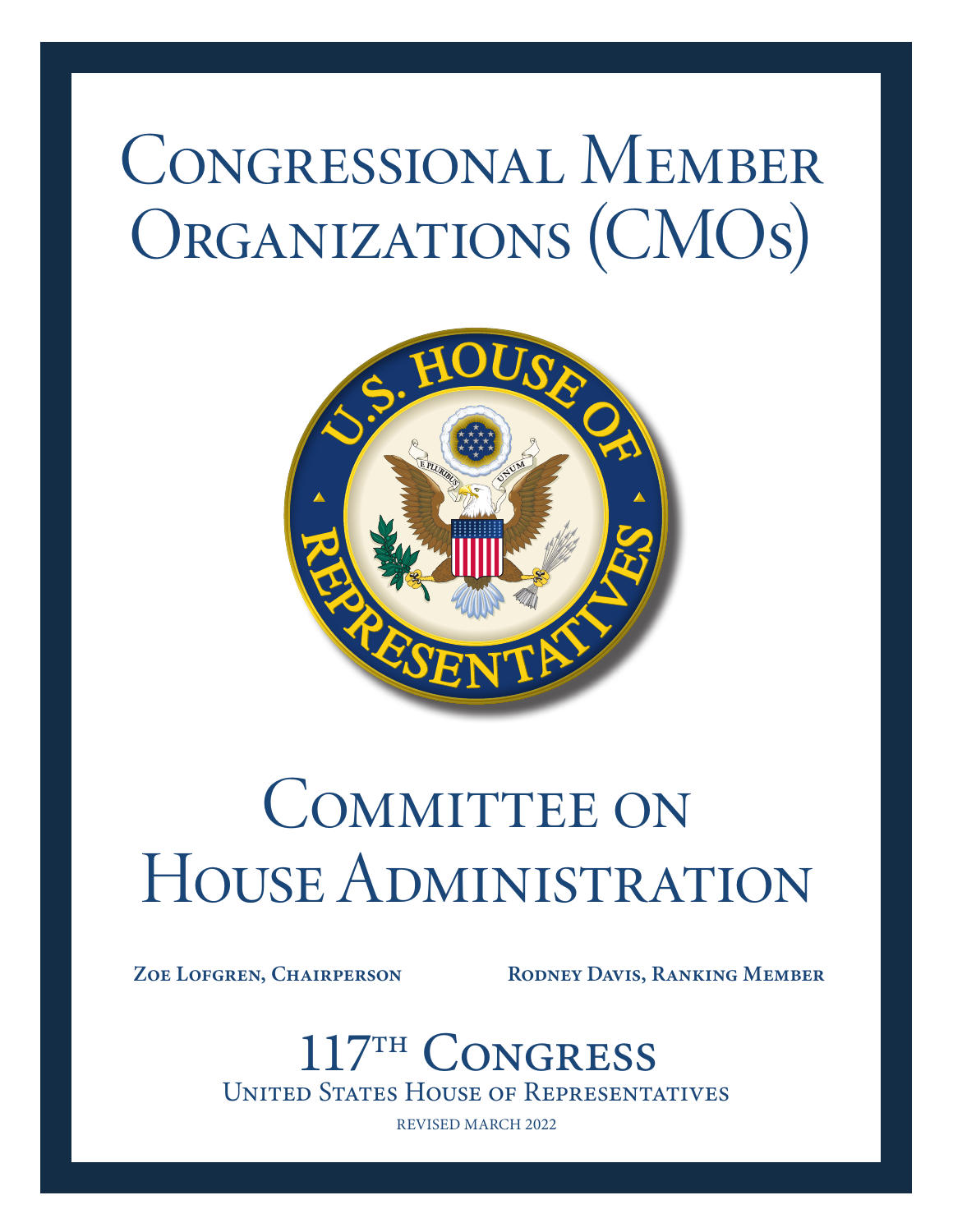# Congressional Member Organizations (CMOs)

# Committee on House Administration

**Zoe Lofgren, Chairperson** **Rodney Davis, Ranking Member**

## 117th Congress

United States House of Representatives

REVISED MARCH 2022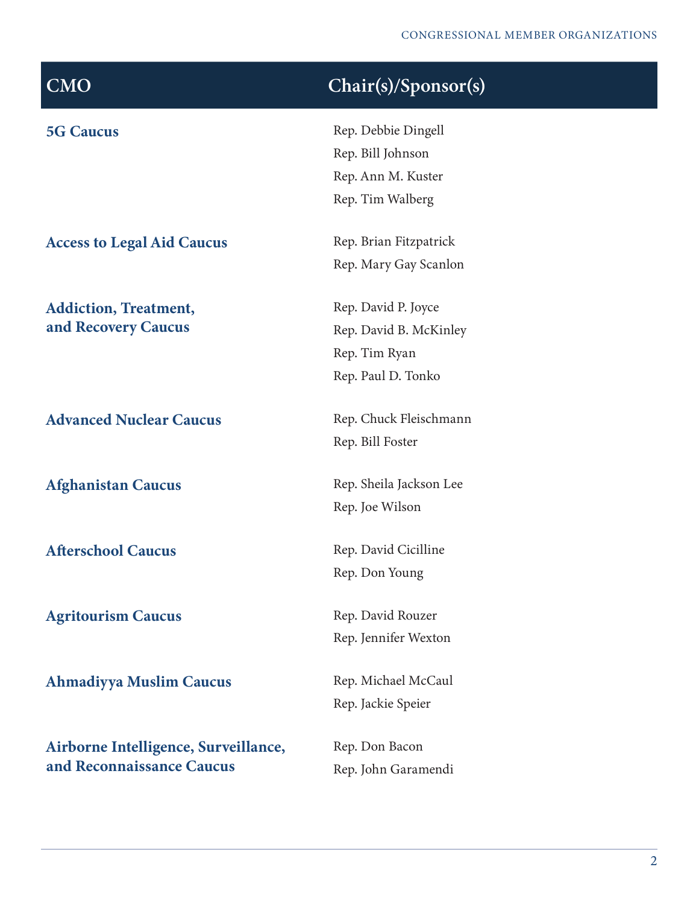| CMO | Chair(s)/Sponsor(s) |
| --- | --- |
| **5G Caucus** | Rep. Debbie Dingell<br>Rep. Bill Johnson<br>Rep. Ann M. Kuster<br>Rep. Tim Walberg |
| **Access to Legal Aid Caucus** | Rep. Brian Fitzpatrick<br>Rep. Mary Gay Scanlon |
| **Addiction, Treatment, and Recovery Caucus** | Rep. David P. Joyce<br>Rep. David B. McKinley<br>Rep. Tim Ryan<br>Rep. Paul D. Tonko |
| **Advanced Nuclear Caucus** | Rep. Chuck Fleischmann<br>Rep. Bill Foster |
| **Afghanistan Caucus** | Rep. Sheila Jackson Lee<br>Rep. Joe Wilson |
| **Afterschool Caucus** | Rep. David Cicilline<br>Rep. Don Young |
| **Agritourism Caucus** | Rep. David Rouzer<br>Rep. Jennifer Wexton |
| **Ahmadiyya Muslim Caucus** | Rep. Michael McCaul<br>Rep. Jackie Speier |
| **Airborne Intelligence, Surveillance, and Reconnaissance Caucus** | Rep. Don Bacon<br>Rep. John Garamendi |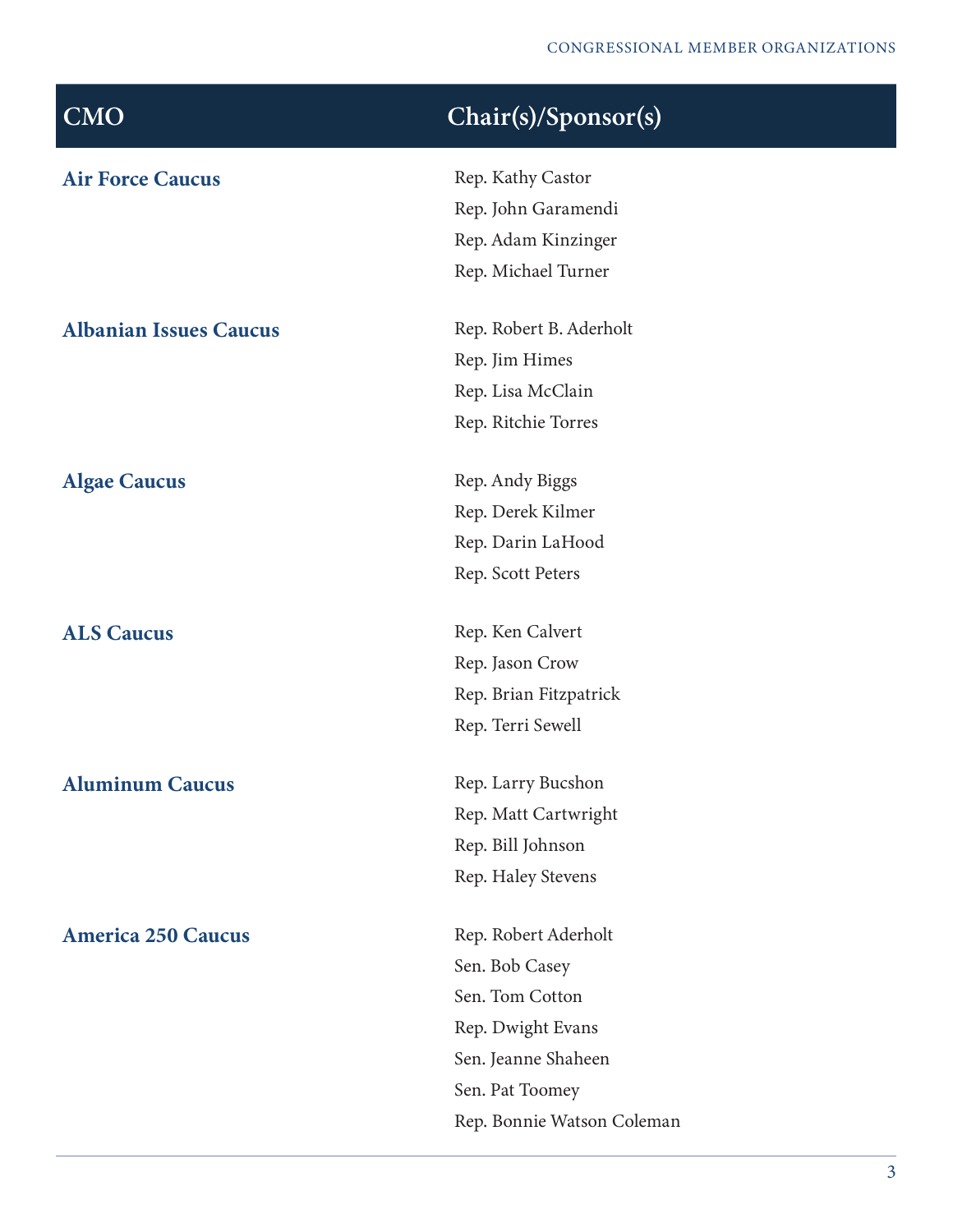| CMO | Chair(s)/Sponsor(s) |
| --- | --- |
| **Air Force Caucus** | Rep. Kathy Castor<br>Rep. John Garamendi<br>Rep. Adam Kinzinger<br>Rep. Michael Turner |
| **Albanian Issues Caucus** | Rep. Robert B. Aderholt<br>Rep. Jim Himes<br>Rep. Lisa McClain<br>Rep. Ritchie Torres |
| **Algae Caucus** | Rep. Andy Biggs<br>Rep. Derek Kilmer<br>Rep. Darin LaHood<br>Rep. Scott Peters |
| **ALS Caucus** | Rep. Ken Calvert<br>Rep. Jason Crow<br>Rep. Brian Fitzpatrick<br>Rep. Terri Sewell |
| **Aluminum Caucus** | Rep. Larry Bucshon<br>Rep. Matt Cartwright<br>Rep. Bill Johnson<br>Rep. Haley Stevens |
| **America 250 Caucus** | Rep. Robert Aderholt<br>Sen. Bob Casey<br>Sen. Tom Cotton<br>Rep. Dwight Evans<br>Sen. Jeanne Shaheen<br>Sen. Pat Toomey<br>Rep. Bonnie Watson Coleman |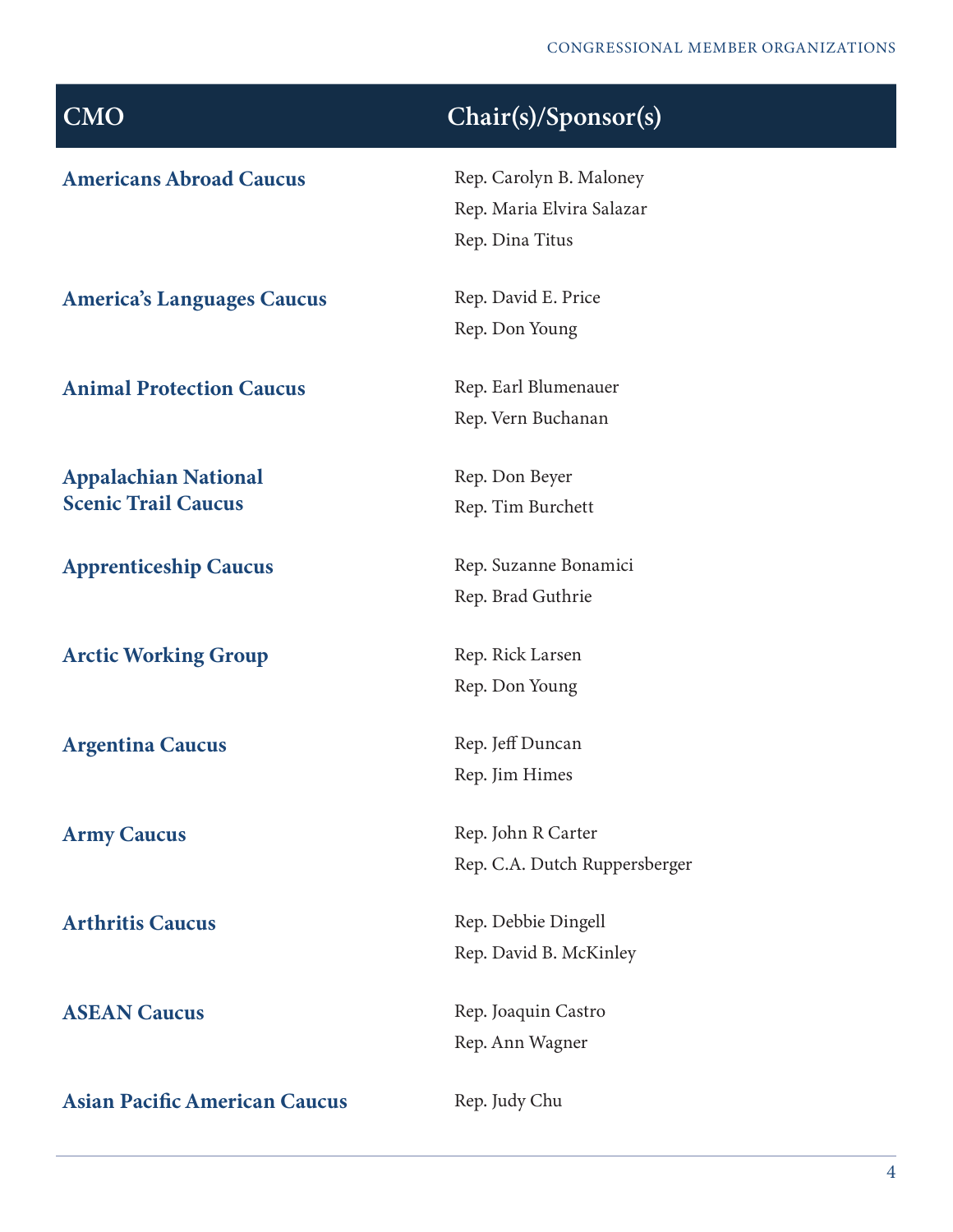| CMO | Chair(s)/Sponsor(s) |
|---|---|
| **Americans Abroad Caucus** | Rep. Carolyn B. Maloney<br>Rep. Maria Elvira Salazar<br>Rep. Dina Titus |
| **America's Languages Caucus** | Rep. David E. Price<br>Rep. Don Young |
| **Animal Protection Caucus** | Rep. Earl Blumenauer<br>Rep. Vern Buchanan |
| **Appalachian National Scenic Trail Caucus** | Rep. Don Beyer<br>Rep. Tim Burchett |
| **Apprenticeship Caucus** | Rep. Suzanne Bonamici<br>Rep. Brad Guthrie |
| **Arctic Working Group** | Rep. Rick Larsen<br>Rep. Don Young |
| **Argentina Caucus** | Rep. Jeff Duncan<br>Rep. Jim Himes |
| **Army Caucus** | Rep. John R Carter<br>Rep. C.A. Dutch Ruppersberger |
| **Arthritis Caucus** | Rep. Debbie Dingell<br>Rep. David B. McKinley |
| **ASEAN Caucus** | Rep. Joaquin Castro<br>Rep. Ann Wagner |
| **Asian Pacific American Caucus** | Rep. Judy Chu |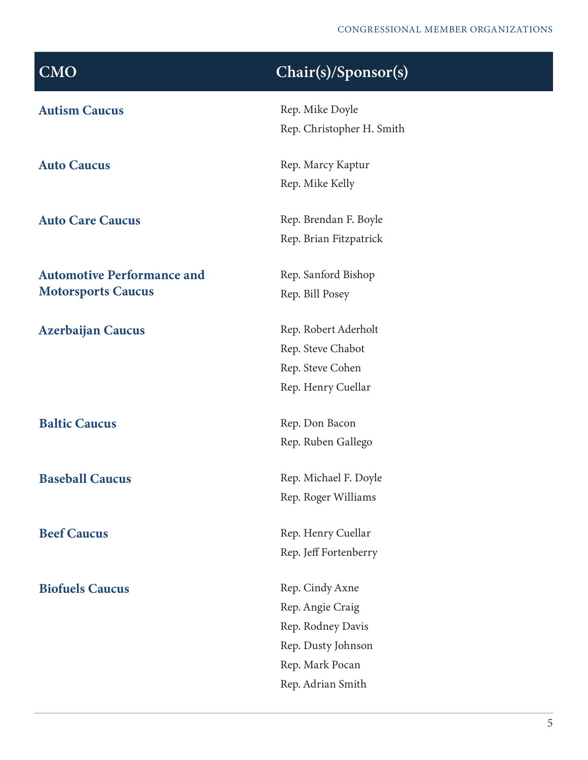| CMO | Chair(s)/Sponsor(s) |
|---|---|
| **Autism Caucus** | Rep. Mike Doyle<br>Rep. Christopher H. Smith |
| **Auto Caucus** | Rep. Marcy Kaptur<br>Rep. Mike Kelly |
| **Auto Care Caucus** | Rep. Brendan F. Boyle<br>Rep. Brian Fitzpatrick |
| **Automotive Performance and Motorsports Caucus** | Rep. Sanford Bishop<br>Rep. Bill Posey |
| **Azerbaijan Caucus** | Rep. Robert Aderholt<br>Rep. Steve Chabot<br>Rep. Steve Cohen<br>Rep. Henry Cuellar |
| **Baltic Caucus** | Rep. Don Bacon<br>Rep. Ruben Gallego |
| **Baseball Caucus** | Rep. Michael F. Doyle<br>Rep. Roger Williams |
| **Beef Caucus** | Rep. Henry Cuellar<br>Rep. Jeff Fortenberry |
| **Biofuels Caucus** | Rep. Cindy Axne<br>Rep. Angie Craig<br>Rep. Rodney Davis<br>Rep. Dusty Johnson<br>Rep. Mark Pocan<br>Rep. Adrian Smith |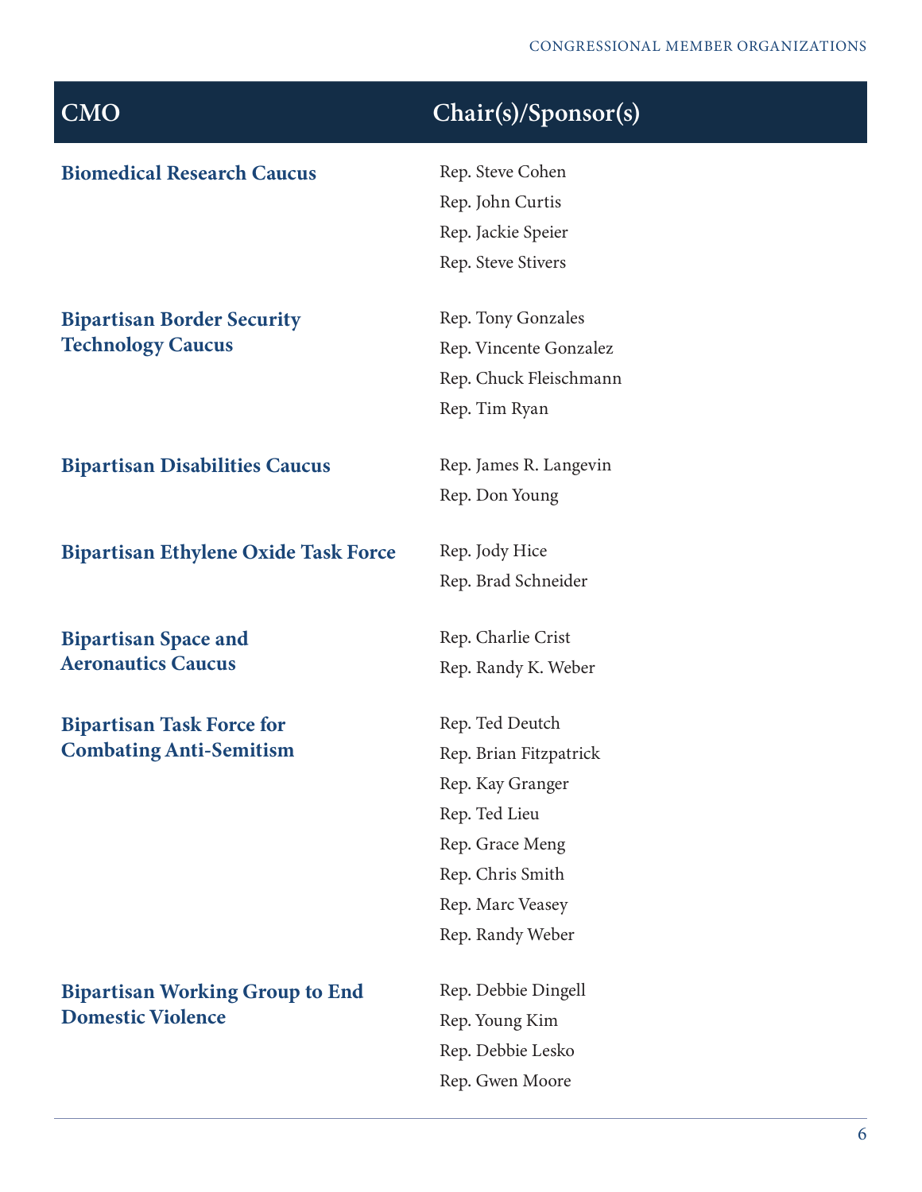| CMO | Chair(s)/Sponsor(s) |
|---|---|
| **Biomedical Research Caucus** | Rep. Steve Cohen<br>Rep. John Curtis<br>Rep. Jackie Speier<br>Rep. Steve Stivers |
| **Bipartisan Border Security Technology Caucus** | Rep. Tony Gonzales<br>Rep. Vincente Gonzalez<br>Rep. Chuck Fleischmann<br>Rep. Tim Ryan |
| **Bipartisan Disabilities Caucus** | Rep. James R. Langevin<br>Rep. Don Young |
| **Bipartisan Ethylene Oxide Task Force** | Rep. Jody Hice<br>Rep. Brad Schneider |
| **Bipartisan Space and Aeronautics Caucus** | Rep. Charlie Crist<br>Rep. Randy K. Weber |
| **Bipartisan Task Force for Combating Anti-Semitism** | Rep. Ted Deutch<br>Rep. Brian Fitzpatrick<br>Rep. Kay Granger<br>Rep. Ted Lieu<br>Rep. Grace Meng<br>Rep. Chris Smith<br>Rep. Marc Veasey<br>Rep. Randy Weber |
| **Bipartisan Working Group to End Domestic Violence** | Rep. Debbie Dingell<br>Rep. Young Kim<br>Rep. Debbie Lesko<br>Rep. Gwen Moore |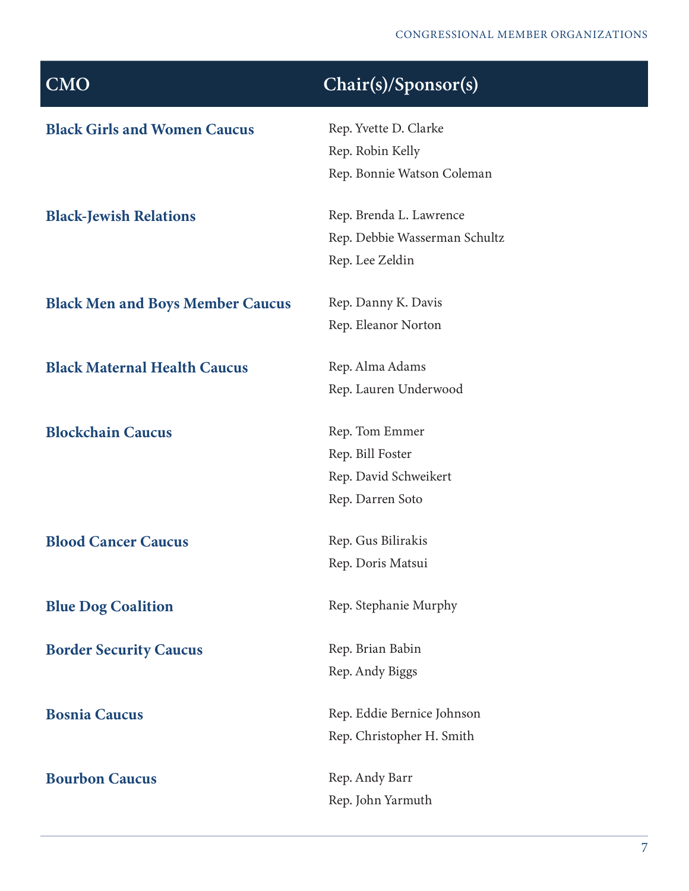| CMO | Chair(s)/Sponsor(s) |
|---|---|
| **Black Girls and Women Caucus** | Rep. Yvette D. Clarke<br>Rep. Robin Kelly<br>Rep. Bonnie Watson Coleman |
| **Black-Jewish Relations** | Rep. Brenda L. Lawrence<br>Rep. Debbie Wasserman Schultz<br>Rep. Lee Zeldin |
| **Black Men and Boys Member Caucus** | Rep. Danny K. Davis<br>Rep. Eleanor Norton |
| **Black Maternal Health Caucus** | Rep. Alma Adams<br>Rep. Lauren Underwood |
| **Blockchain Caucus** | Rep. Tom Emmer<br>Rep. Bill Foster<br>Rep. David Schweikert<br>Rep. Darren Soto |
| **Blood Cancer Caucus** | Rep. Gus Bilirakis<br>Rep. Doris Matsui |
| **Blue Dog Coalition** | Rep. Stephanie Murphy |
| **Border Security Caucus** | Rep. Brian Babin<br>Rep. Andy Biggs |
| **Bosnia Caucus** | Rep. Eddie Bernice Johnson<br>Rep. Christopher H. Smith |
| **Bourbon Caucus** | Rep. Andy Barr<br>Rep. John Yarmuth |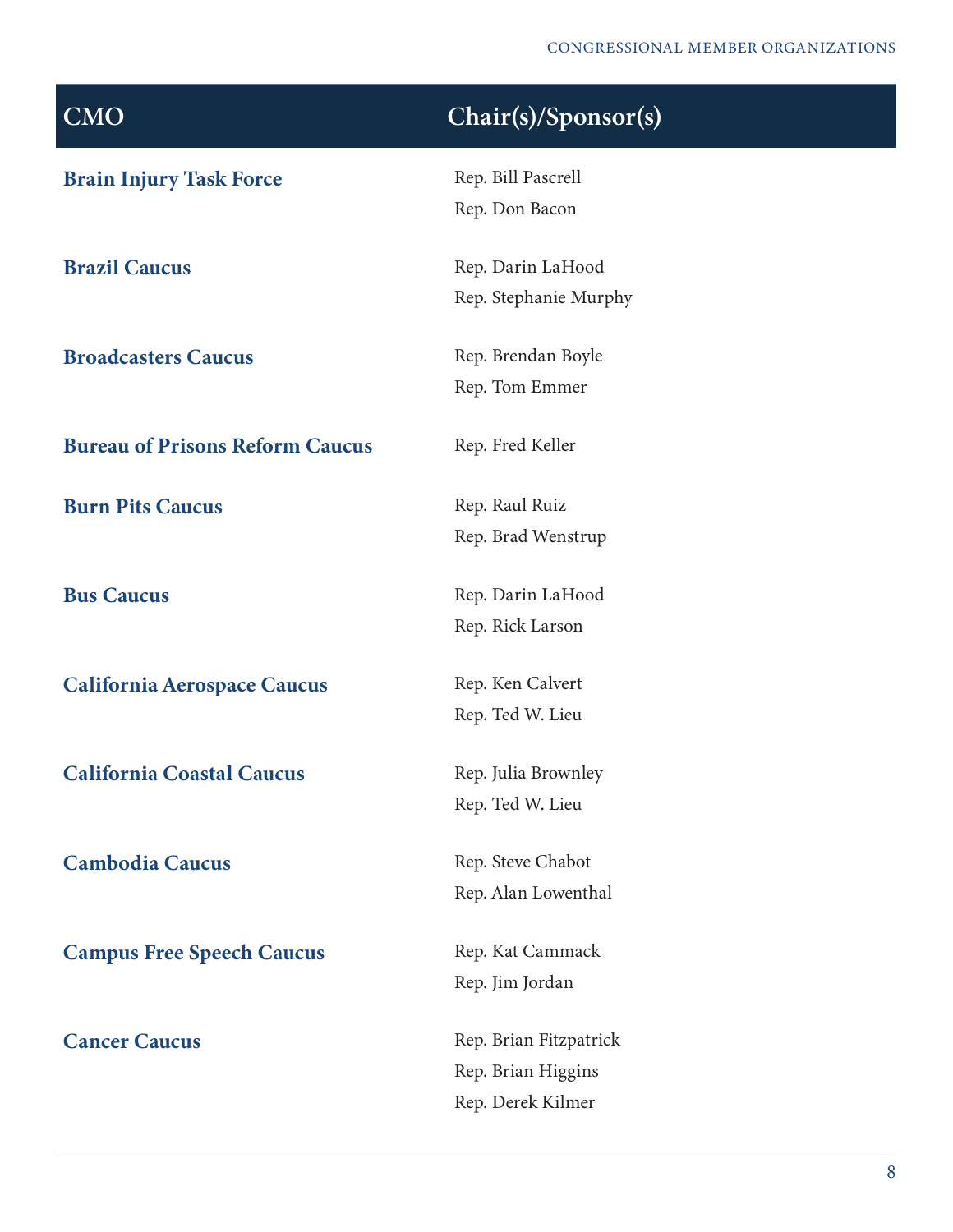| CMO | Chair(s)/Sponsor(s) |
| --- | --- |
| **Brain Injury Task Force** | Rep. Bill Pascrell<br>Rep. Don Bacon |
| **Brazil Caucus** | Rep. Darin LaHood<br>Rep. Stephanie Murphy |
| **Broadcasters Caucus** | Rep. Brendan Boyle<br>Rep. Tom Emmer |
| **Bureau of Prisons Reform Caucus** | Rep. Fred Keller |
| **Burn Pits Caucus** | Rep. Raul Ruiz<br>Rep. Brad Wenstrup |
| **Bus Caucus** | Rep. Darin LaHood<br>Rep. Rick Larson |
| **California Aerospace Caucus** | Rep. Ken Calvert<br>Rep. Ted W. Lieu |
| **California Coastal Caucus** | Rep. Julia Brownley<br>Rep. Ted W. Lieu |
| **Cambodia Caucus** | Rep. Steve Chabot<br>Rep. Alan Lowenthal |
| **Campus Free Speech Caucus** | Rep. Kat Cammack<br>Rep. Jim Jordan |
| **Cancer Caucus** | Rep. Brian Fitzpatrick<br>Rep. Brian Higgins<br>Rep. Derek Kilmer |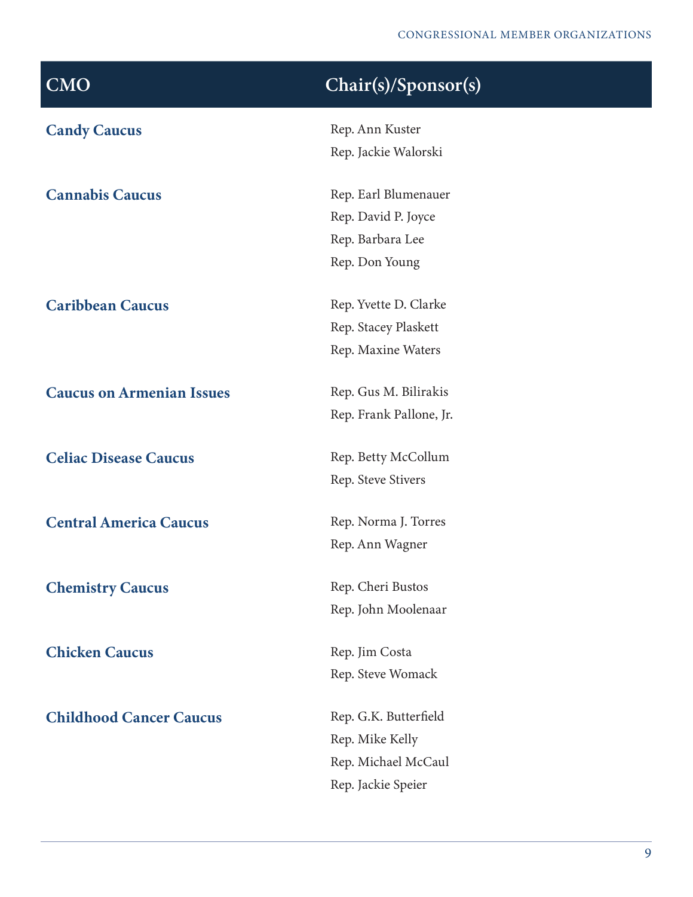| CMO | Chair(s)/Sponsor(s) |
|---|---|
| **Candy Caucus** | Rep. Ann Kuster<br>Rep. Jackie Walorski |
| **Cannabis Caucus** | Rep. Earl Blumenauer<br>Rep. David P. Joyce<br>Rep. Barbara Lee<br>Rep. Don Young |
| **Caribbean Caucus** | Rep. Yvette D. Clarke<br>Rep. Stacey Plaskett<br>Rep. Maxine Waters |
| **Caucus on Armenian Issues** | Rep. Gus M. Bilirakis<br>Rep. Frank Pallone, Jr. |
| **Celiac Disease Caucus** | Rep. Betty McCollum<br>Rep. Steve Stivers |
| **Central America Caucus** | Rep. Norma J. Torres<br>Rep. Ann Wagner |
| **Chemistry Caucus** | Rep. Cheri Bustos<br>Rep. John Moolenaar |
| **Chicken Caucus** | Rep. Jim Costa<br>Rep. Steve Womack |
| **Childhood Cancer Caucus** | Rep. G.K. Butterfield<br>Rep. Mike Kelly<br>Rep. Michael McCaul<br>Rep. Jackie Speier |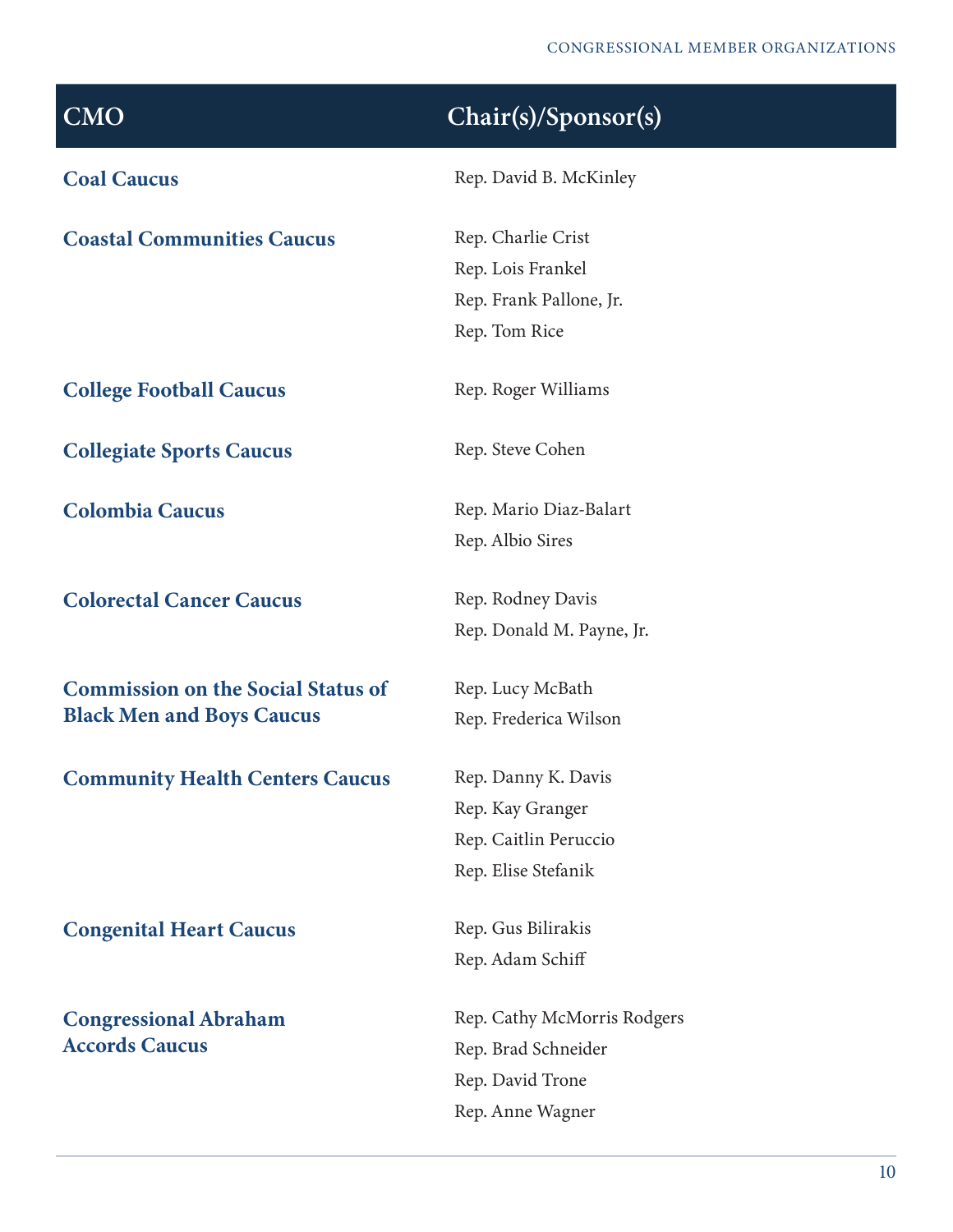| CMO | Chair(s)/Sponsor(s) |
| --- | --- |
| **Coal Caucus** | Rep. David B. McKinley |
| **Coastal Communities Caucus** | Rep. Charlie Crist<br>Rep. Lois Frankel<br>Rep. Frank Pallone, Jr.<br>Rep. Tom Rice |
| **College Football Caucus** | Rep. Roger Williams |
| **Collegiate Sports Caucus** | Rep. Steve Cohen |
| **Colombia Caucus** | Rep. Mario Diaz-Balart<br>Rep. Albio Sires |
| **Colorectal Cancer Caucus** | Rep. Rodney Davis<br>Rep. Donald M. Payne, Jr. |
| **Commission on the Social Status of Black Men and Boys Caucus** | Rep. Lucy McBath<br>Rep. Frederica Wilson |
| **Community Health Centers Caucus** | Rep. Danny K. Davis<br>Rep. Kay Granger<br>Rep. Caitlin Peruccio<br>Rep. Elise Stefanik |
| **Congenital Heart Caucus** | Rep. Gus Bilirakis<br>Rep. Adam Schiff |
| **Congressional Abraham Accords Caucus** | Rep. Cathy McMorris Rodgers<br>Rep. Brad Schneider<br>Rep. David Trone<br>Rep. Anne Wagner |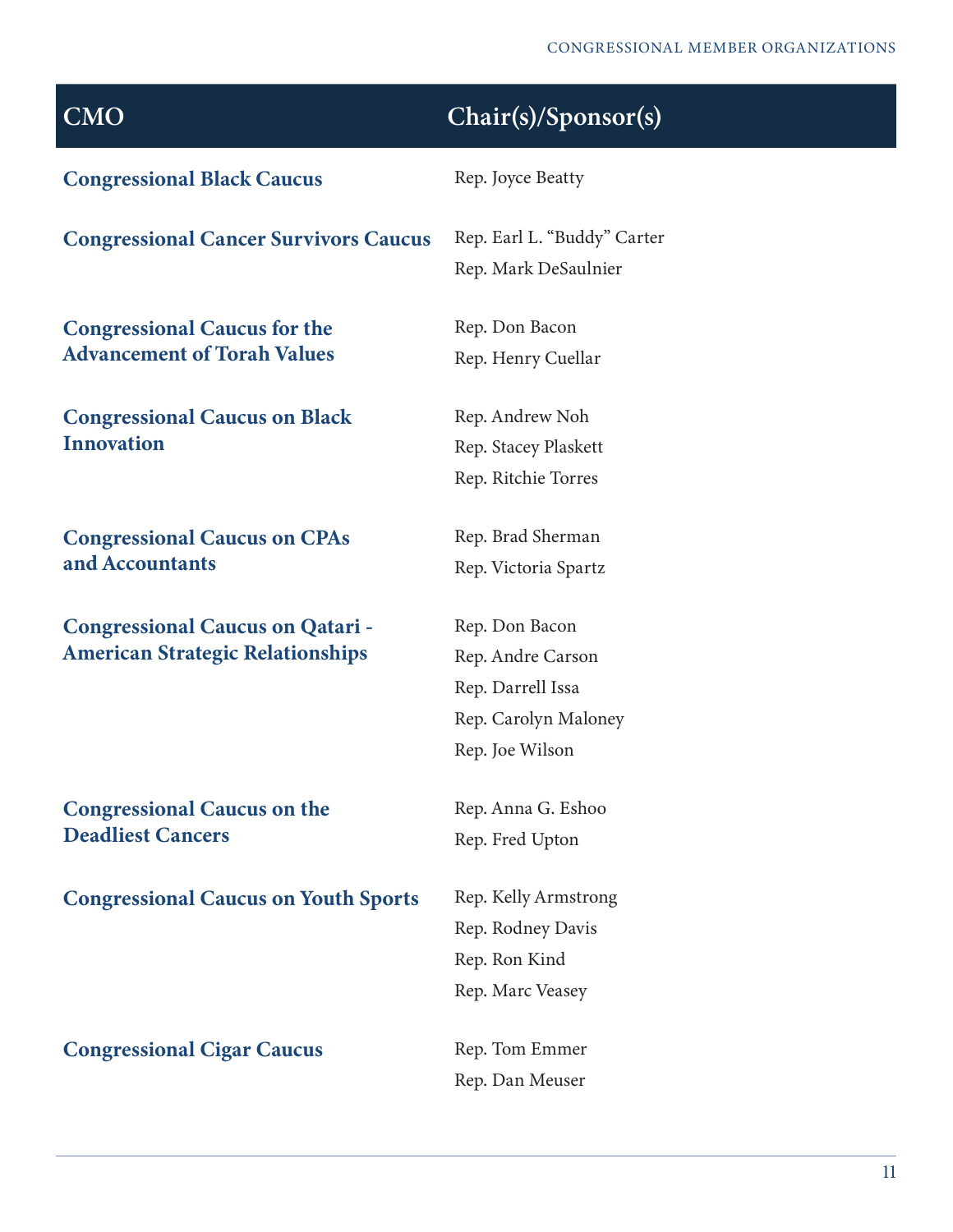| CMO | Chair(s)/Sponsor(s) |
|---|---|
| **Congressional Black Caucus** | Rep. Joyce Beatty |
| **Congressional Cancer Survivors Caucus** | Rep. Earl L. "Buddy" Carter<br>Rep. Mark DeSaulnier |
| **Congressional Caucus for the Advancement of Torah Values** | Rep. Don Bacon<br>Rep. Henry Cuellar |
| **Congressional Caucus on Black Innovation** | Rep. Andrew Noh<br>Rep. Stacey Plaskett<br>Rep. Ritchie Torres |
| **Congressional Caucus on CPAs and Accountants** | Rep. Brad Sherman<br>Rep. Victoria Spartz |
| **Congressional Caucus on Qatari - American Strategic Relationships** | Rep. Don Bacon<br>Rep. Andre Carson<br>Rep. Darrell Issa<br>Rep. Carolyn Maloney<br>Rep. Joe Wilson |
| **Congressional Caucus on the Deadliest Cancers** | Rep. Anna G. Eshoo<br>Rep. Fred Upton |
| **Congressional Caucus on Youth Sports** | Rep. Kelly Armstrong<br>Rep. Rodney Davis<br>Rep. Ron Kind<br>Rep. Marc Veasey |
| **Congressional Cigar Caucus** | Rep. Tom Emmer<br>Rep. Dan Meuser |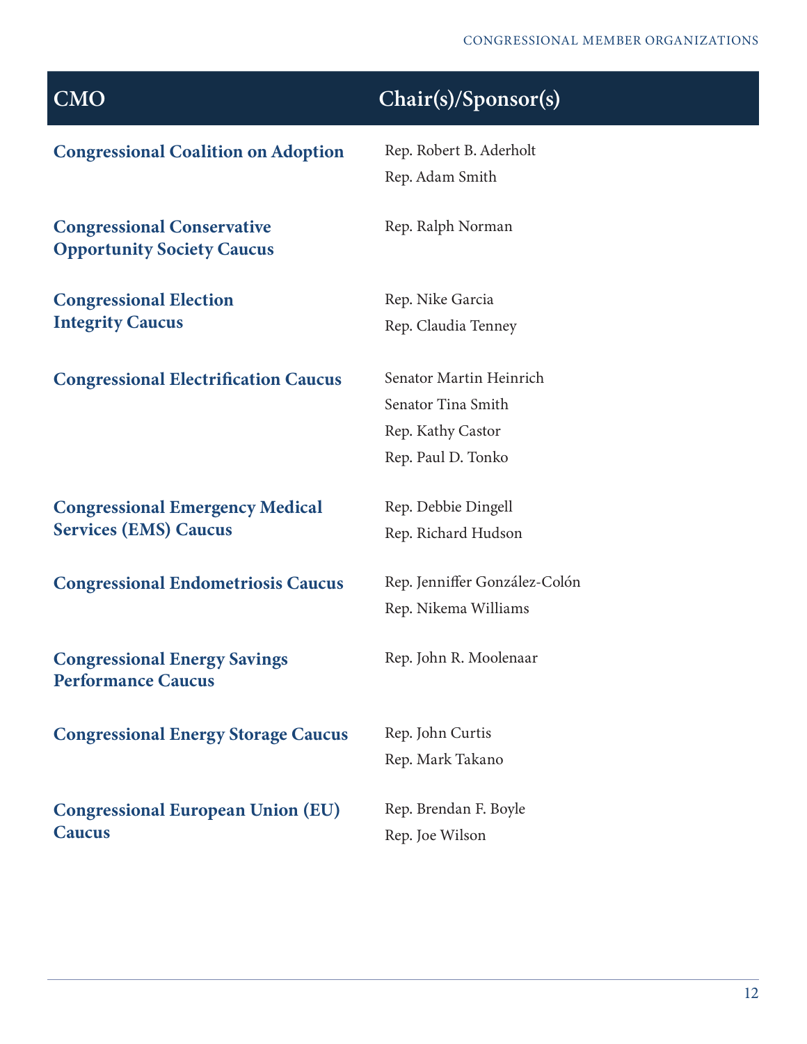| CMO | Chair(s)/Sponsor(s) |
|---|---|
| **Congressional Coalition on Adoption** | Rep. Robert B. Aderholt<br>Rep. Adam Smith |
| **Congressional Conservative Opportunity Society Caucus** | Rep. Ralph Norman |
| **Congressional Election Integrity Caucus** | Rep. Nike Garcia<br>Rep. Claudia Tenney |
| **Congressional Electrification Caucus** | Senator Martin Heinrich<br>Senator Tina Smith<br>Rep. Kathy Castor<br>Rep. Paul D. Tonko |
| **Congressional Emergency Medical Services (EMS) Caucus** | Rep. Debbie Dingell<br>Rep. Richard Hudson |
| **Congressional Endometriosis Caucus** | Rep. Jenniffer González-Colón<br>Rep. Nikema Williams |
| **Congressional Energy Savings Performance Caucus** | Rep. John R. Moolenaar |
| **Congressional Energy Storage Caucus** | Rep. John Curtis<br>Rep. Mark Takano |
| **Congressional European Union (EU) Caucus** | Rep. Brendan F. Boyle<br>Rep. Joe Wilson |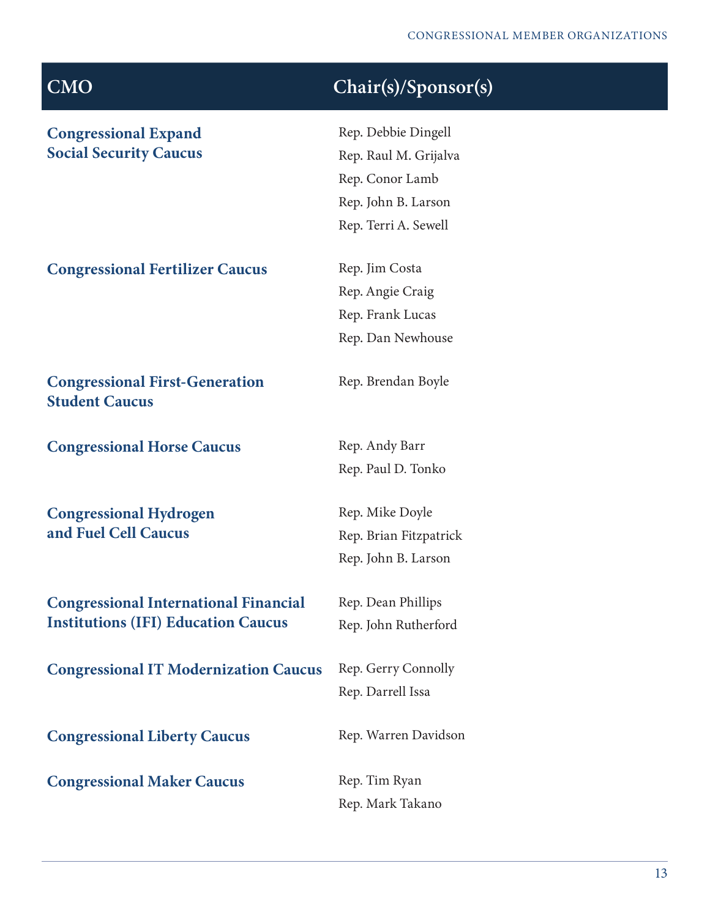| CMO | Chair(s)/Sponsor(s) |
| --- | --- |
| **Congressional Expand Social Security Caucus** | Rep. Debbie Dingell<br>Rep. Raul M. Grijalva<br>Rep. Conor Lamb<br>Rep. John B. Larson<br>Rep. Terri A. Sewell |
| **Congressional Fertilizer Caucus** | Rep. Jim Costa<br>Rep. Angie Craig<br>Rep. Frank Lucas<br>Rep. Dan Newhouse |
| **Congressional First-Generation Student Caucus** | Rep. Brendan Boyle |
| **Congressional Horse Caucus** | Rep. Andy Barr<br>Rep. Paul D. Tonko |
| **Congressional Hydrogen and Fuel Cell Caucus** | Rep. Mike Doyle<br>Rep. Brian Fitzpatrick<br>Rep. John B. Larson |
| **Congressional International Financial Institutions (IFI) Education Caucus** | Rep. Dean Phillips<br>Rep. John Rutherford |
| **Congressional IT Modernization Caucus** | Rep. Gerry Connolly<br>Rep. Darrell Issa |
| **Congressional Liberty Caucus** | Rep. Warren Davidson |
| **Congressional Maker Caucus** | Rep. Tim Ryan<br>Rep. Mark Takano |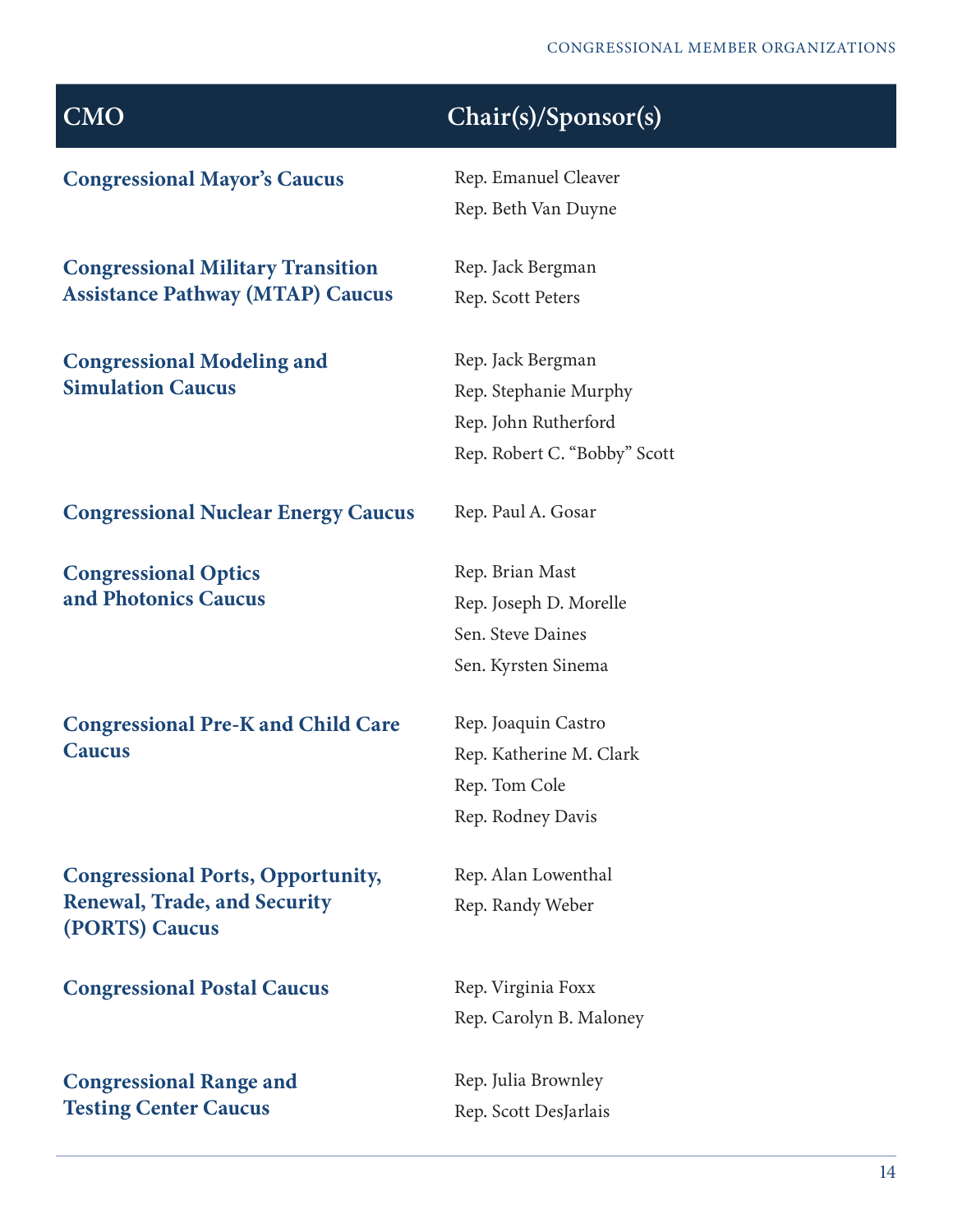| CMO | Chair(s)/Sponsor(s) |
| --- | --- |
| **Congressional Mayor's Caucus** | Rep. Emanuel Cleaver<br>Rep. Beth Van Duyne |
| **Congressional Military Transition Assistance Pathway (MTAP) Caucus** | Rep. Jack Bergman<br>Rep. Scott Peters |
| **Congressional Modeling and Simulation Caucus** | Rep. Jack Bergman<br>Rep. Stephanie Murphy<br>Rep. John Rutherford<br>Rep. Robert C. "Bobby" Scott |
| **Congressional Nuclear Energy Caucus** | Rep. Paul A. Gosar |
| **Congressional Optics and Photonics Caucus** | Rep. Brian Mast<br>Rep. Joseph D. Morelle<br>Sen. Steve Daines<br>Sen. Kyrsten Sinema |
| **Congressional Pre-K and Child Care Caucus** | Rep. Joaquin Castro<br>Rep. Katherine M. Clark<br>Rep. Tom Cole<br>Rep. Rodney Davis |
| **Congressional Ports, Opportunity, Renewal, Trade, and Security (PORTS) Caucus** | Rep. Alan Lowenthal<br>Rep. Randy Weber |
| **Congressional Postal Caucus** | Rep. Virginia Foxx<br>Rep. Carolyn B. Maloney |
| **Congressional Range and Testing Center Caucus** | Rep. Julia Brownley<br>Rep. Scott DesJarlais |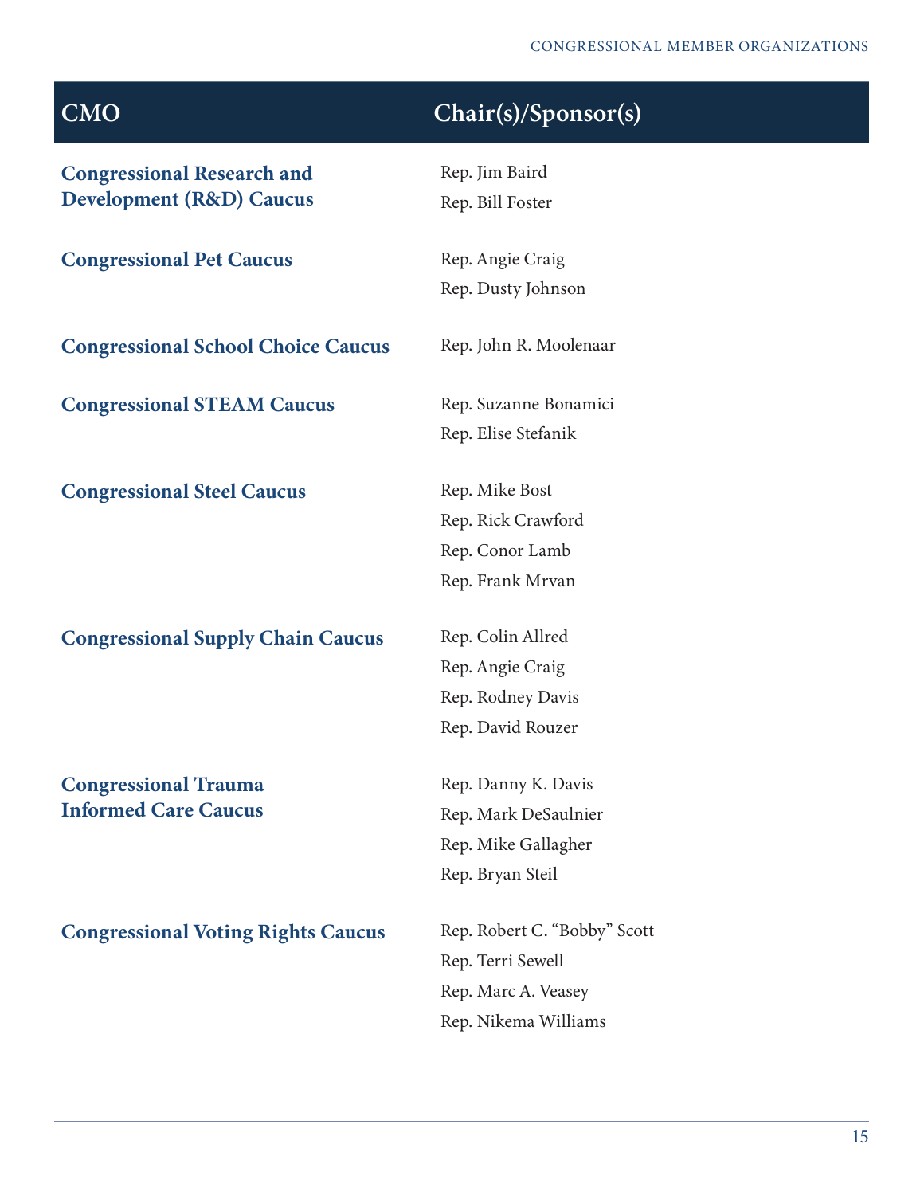| CMO | Chair(s)/Sponsor(s) |
|---|---|
| **Congressional Research and Development (R&D) Caucus** | Rep. Jim Baird<br>Rep. Bill Foster |
| **Congressional Pet Caucus** | Rep. Angie Craig<br>Rep. Dusty Johnson |
| **Congressional School Choice Caucus** | Rep. John R. Moolenaar |
| **Congressional STEAM Caucus** | Rep. Suzanne Bonamici<br>Rep. Elise Stefanik |
| **Congressional Steel Caucus** | Rep. Mike Bost<br>Rep. Rick Crawford<br>Rep. Conor Lamb<br>Rep. Frank Mrvan |
| **Congressional Supply Chain Caucus** | Rep. Colin Allred<br>Rep. Angie Craig<br>Rep. Rodney Davis<br>Rep. David Rouzer |
| **Congressional Trauma Informed Care Caucus** | Rep. Danny K. Davis<br>Rep. Mark DeSaulnier<br>Rep. Mike Gallagher<br>Rep. Bryan Steil |
| **Congressional Voting Rights Caucus** | Rep. Robert C. "Bobby" Scott<br>Rep. Terri Sewell<br>Rep. Marc A. Veasey<br>Rep. Nikema Williams |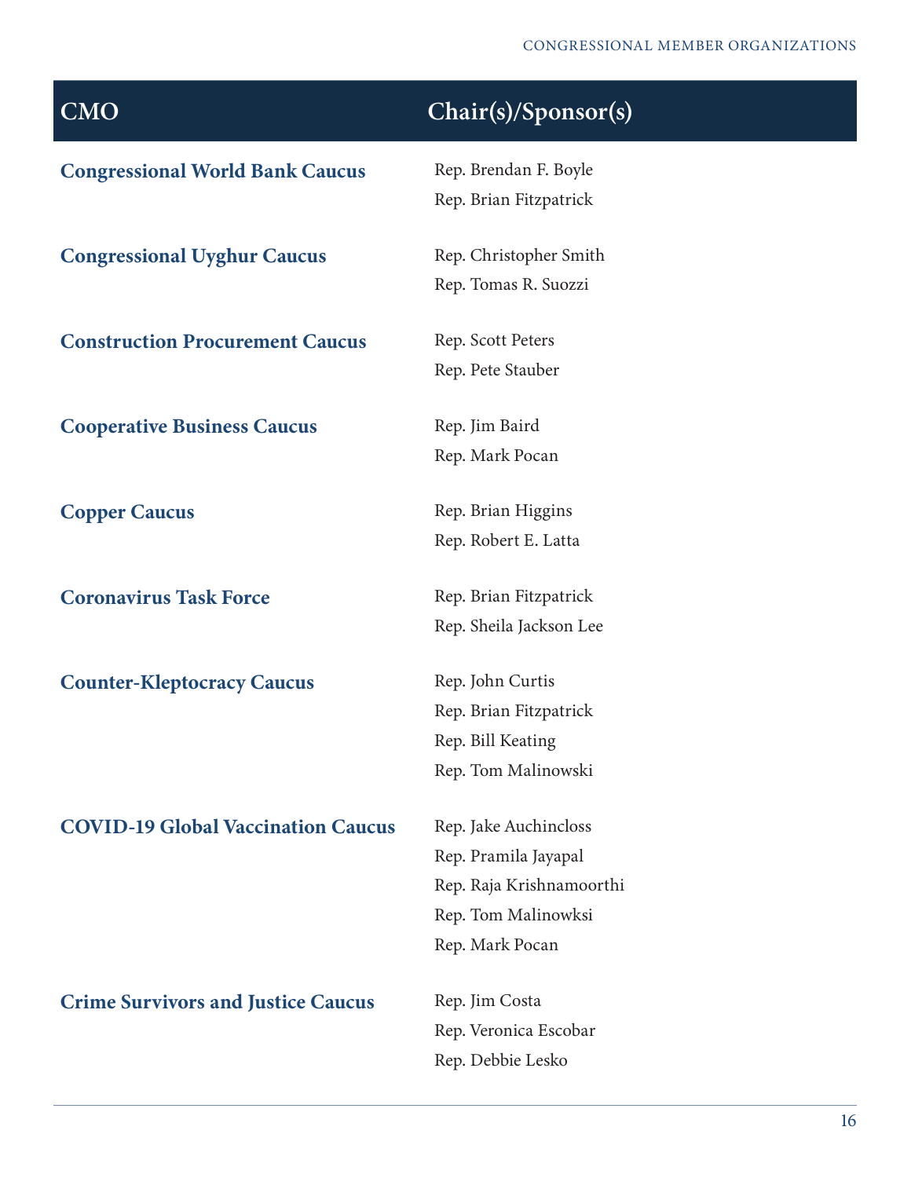| CMO | Chair(s)/Sponsor(s) |
|---|---|
| **Congressional World Bank Caucus** | Rep. Brendan F. Boyle<br>Rep. Brian Fitzpatrick |
| **Congressional Uyghur Caucus** | Rep. Christopher Smith<br>Rep. Tomas R. Suozzi |
| **Construction Procurement Caucus** | Rep. Scott Peters<br>Rep. Pete Stauber |
| **Cooperative Business Caucus** | Rep. Jim Baird<br>Rep. Mark Pocan |
| **Copper Caucus** | Rep. Brian Higgins<br>Rep. Robert E. Latta |
| **Coronavirus Task Force** | Rep. Brian Fitzpatrick<br>Rep. Sheila Jackson Lee |
| **Counter-Kleptocracy Caucus** | Rep. John Curtis<br>Rep. Brian Fitzpatrick<br>Rep. Bill Keating<br>Rep. Tom Malinowski |
| **COVID-19 Global Vaccination Caucus** | Rep. Jake Auchincloss<br>Rep. Pramila Jayapal<br>Rep. Raja Krishnamoorthi<br>Rep. Tom Malinowksi<br>Rep. Mark Pocan |
| **Crime Survivors and Justice Caucus** | Rep. Jim Costa<br>Rep. Veronica Escobar<br>Rep. Debbie Lesko |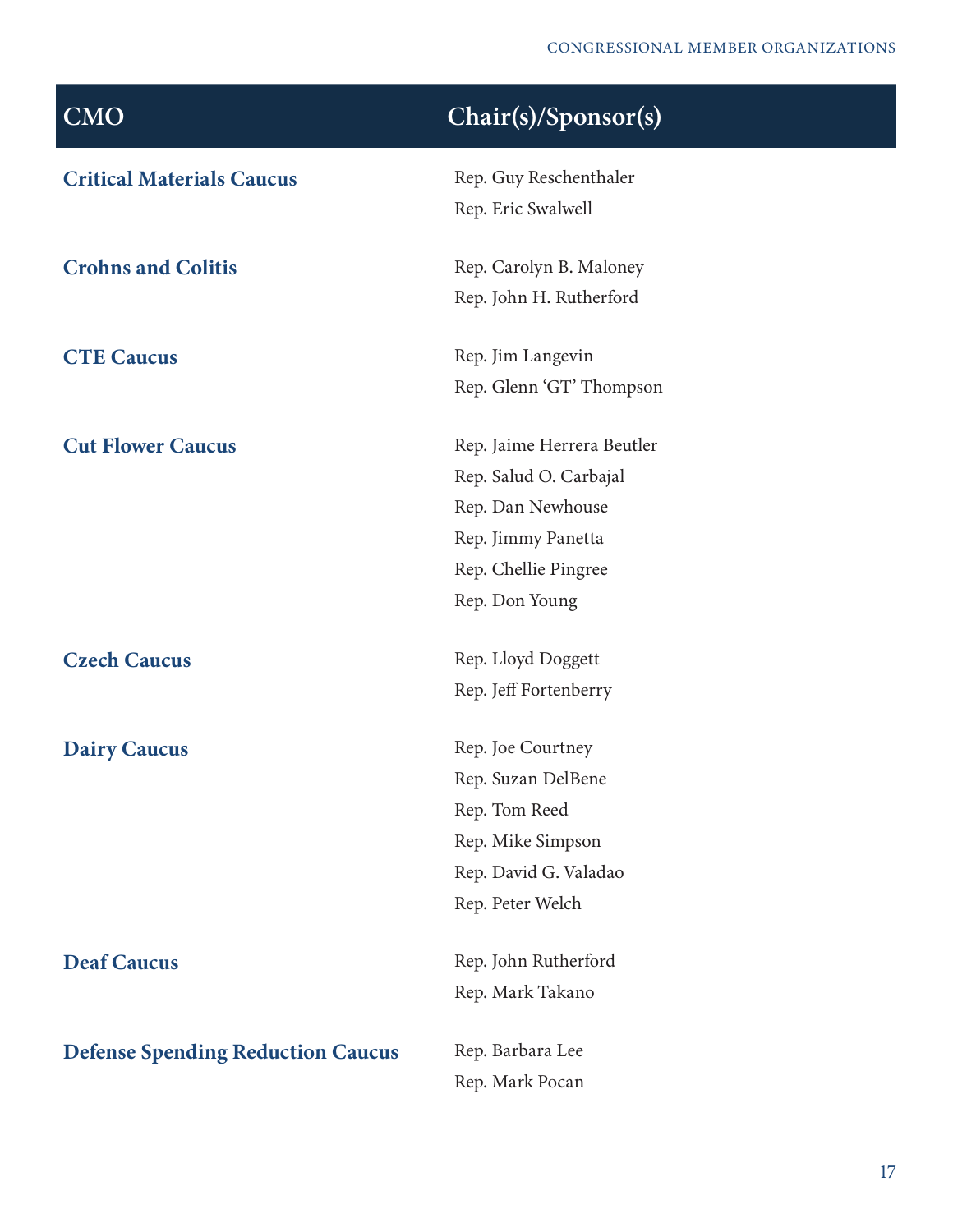| CMO | Chair(s)/Sponsor(s) |
| --- | --- |
| **Critical Materials Caucus** | Rep. Guy Reschenthaler<br>Rep. Eric Swalwell |
| **Crohns and Colitis** | Rep. Carolyn B. Maloney<br>Rep. John H. Rutherford |
| **CTE Caucus** | Rep. Jim Langevin<br>Rep. Glenn 'GT' Thompson |
| **Cut Flower Caucus** | Rep. Jaime Herrera Beutler<br>Rep. Salud O. Carbajal<br>Rep. Dan Newhouse<br>Rep. Jimmy Panetta<br>Rep. Chellie Pingree<br>Rep. Don Young |
| **Czech Caucus** | Rep. Lloyd Doggett<br>Rep. Jeff Fortenberry |
| **Dairy Caucus** | Rep. Joe Courtney<br>Rep. Suzan DelBene<br>Rep. Tom Reed<br>Rep. Mike Simpson<br>Rep. David G. Valadao<br>Rep. Peter Welch |
| **Deaf Caucus** | Rep. John Rutherford<br>Rep. Mark Takano |
| **Defense Spending Reduction Caucus** | Rep. Barbara Lee<br>Rep. Mark Pocan |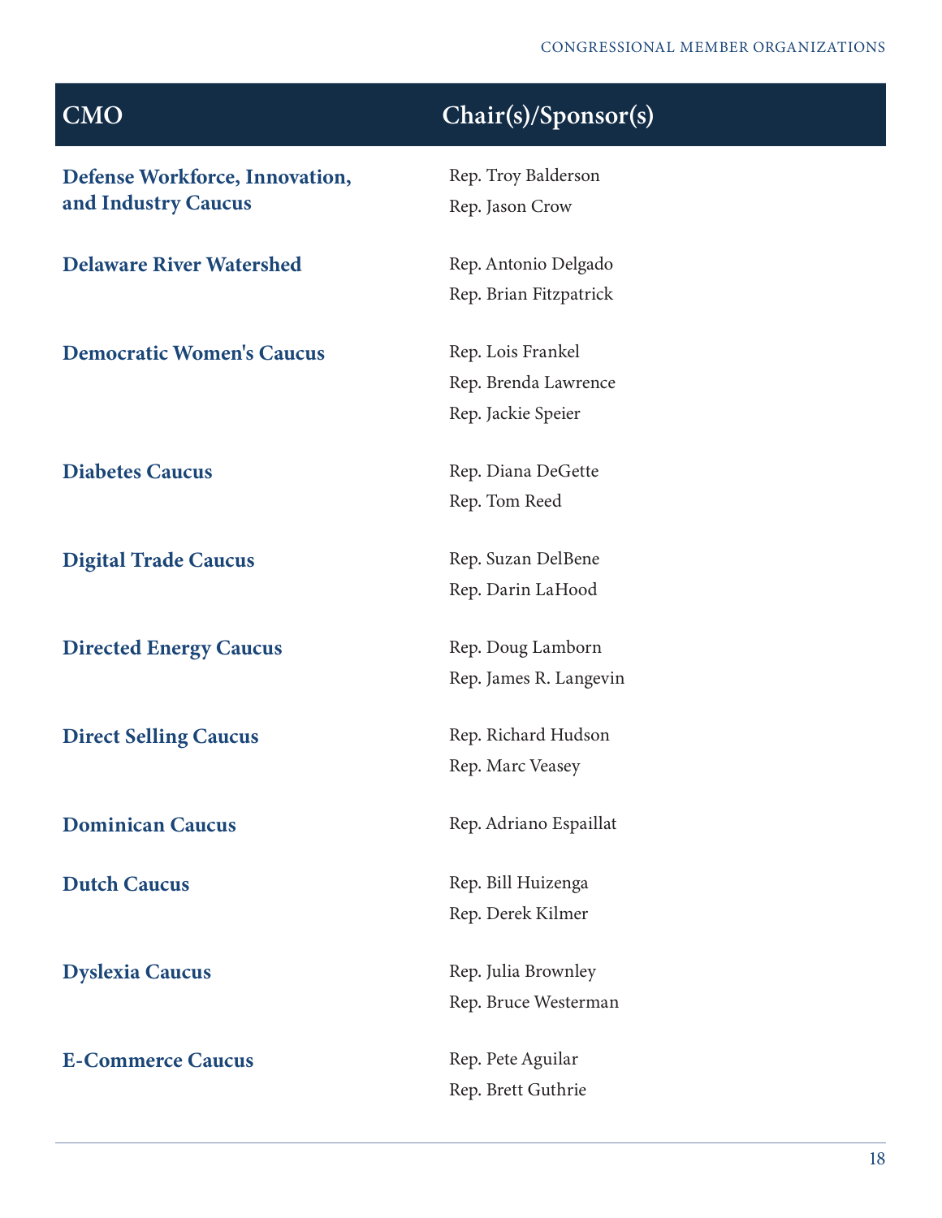| CMO | Chair(s)/Sponsor(s) |
| --- | --- |
| **Defense Workforce, Innovation, and Industry Caucus** | Rep. Troy Balderson<br>Rep. Jason Crow |
| **Delaware River Watershed** | Rep. Antonio Delgado<br>Rep. Brian Fitzpatrick |
| **Democratic Women's Caucus** | Rep. Lois Frankel<br>Rep. Brenda Lawrence<br>Rep. Jackie Speier |
| **Diabetes Caucus** | Rep. Diana DeGette<br>Rep. Tom Reed |
| **Digital Trade Caucus** | Rep. Suzan DelBene<br>Rep. Darin LaHood |
| **Directed Energy Caucus** | Rep. Doug Lamborn<br>Rep. James R. Langevin |
| **Direct Selling Caucus** | Rep. Richard Hudson<br>Rep. Marc Veasey |
| **Dominican Caucus** | Rep. Adriano Espaillat |
| **Dutch Caucus** | Rep. Bill Huizenga<br>Rep. Derek Kilmer |
| **Dyslexia Caucus** | Rep. Julia Brownley<br>Rep. Bruce Westerman |
| **E-Commerce Caucus** | Rep. Pete Aguilar<br>Rep. Brett Guthrie |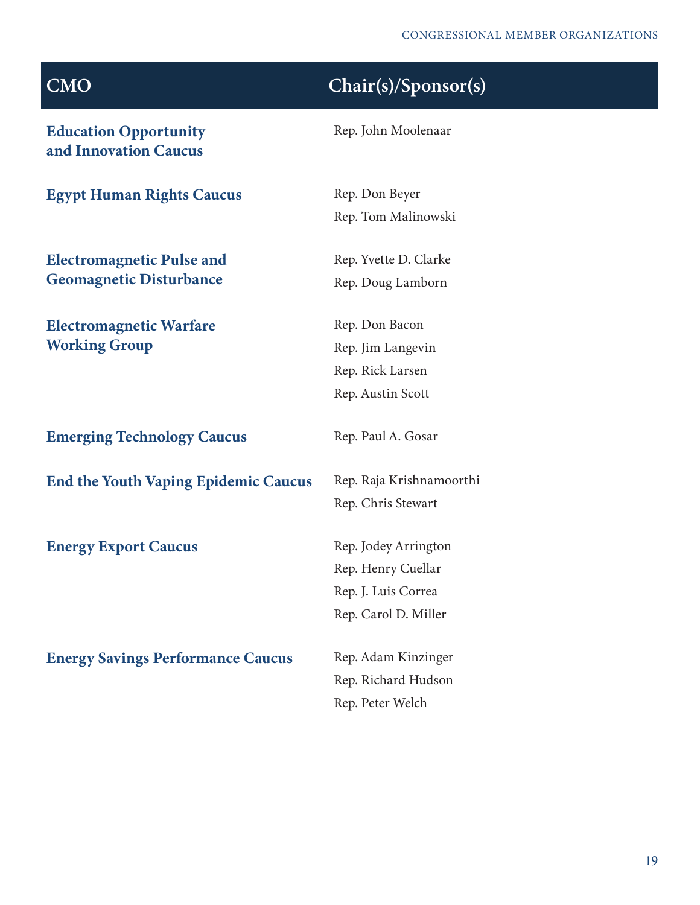| CMO | Chair(s)/Sponsor(s) |
|---|---|
| **Education Opportunity and Innovation Caucus** | Rep. John Moolenaar |
| **Egypt Human Rights Caucus** | Rep. Don Beyer<br>Rep. Tom Malinowski |
| **Electromagnetic Pulse and Geomagnetic Disturbance** | Rep. Yvette D. Clarke<br>Rep. Doug Lamborn |
| **Electromagnetic Warfare Working Group** | Rep. Don Bacon<br>Rep. Jim Langevin<br>Rep. Rick Larsen<br>Rep. Austin Scott |
| **Emerging Technology Caucus** | Rep. Paul A. Gosar |
| **End the Youth Vaping Epidemic Caucus** | Rep. Raja Krishnamoorthi<br>Rep. Chris Stewart |
| **Energy Export Caucus** | Rep. Jodey Arrington<br>Rep. Henry Cuellar<br>Rep. J. Luis Correa<br>Rep. Carol D. Miller |
| **Energy Savings Performance Caucus** | Rep. Adam Kinzinger<br>Rep. Richard Hudson<br>Rep. Peter Welch |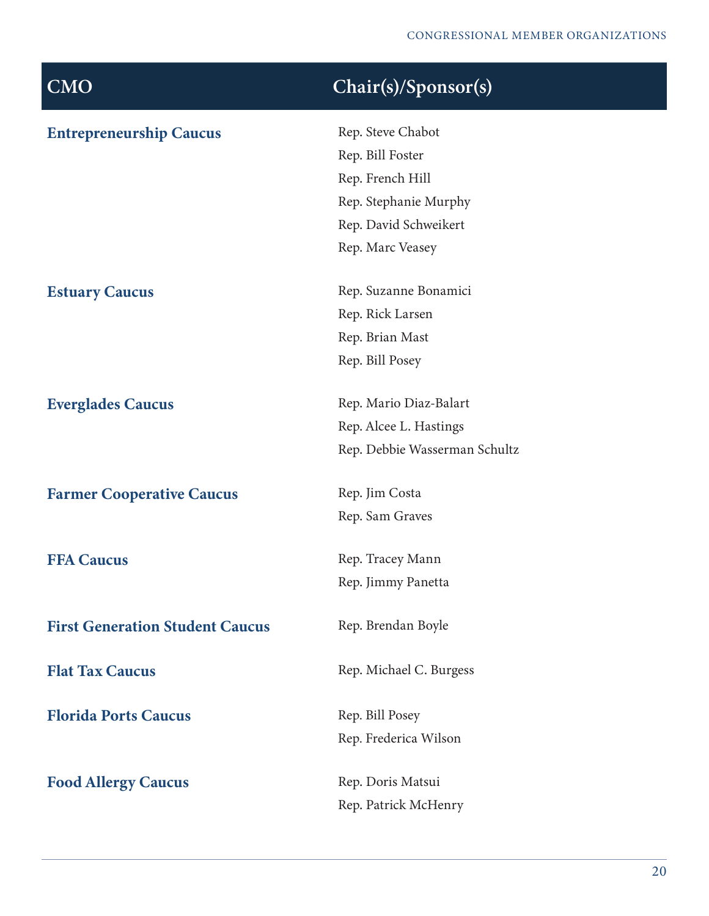| CMO | Chair(s)/Sponsor(s) |
| --- | --- |
| **Entrepreneurship Caucus** | Rep. Steve Chabot |
| | Rep. Bill Foster |
| | Rep. French Hill |
| | Rep. Stephanie Murphy |
| | Rep. David Schweikert |
| | Rep. Marc Veasey |
| **Estuary Caucus** | Rep. Suzanne Bonamici |
| | Rep. Rick Larsen |
| | Rep. Brian Mast |
| | Rep. Bill Posey |
| **Everglades Caucus** | Rep. Mario Diaz-Balart |
| | Rep. Alcee L. Hastings |
| | Rep. Debbie Wasserman Schultz |
| **Farmer Cooperative Caucus** | Rep. Jim Costa |
| | Rep. Sam Graves |
| **FFA Caucus** | Rep. Tracey Mann |
| | Rep. Jimmy Panetta |
| **First Generation Student Caucus** | Rep. Brendan Boyle |
| **Flat Tax Caucus** | Rep. Michael C. Burgess |
| **Florida Ports Caucus** | Rep. Bill Posey |
| | Rep. Frederica Wilson |
| **Food Allergy Caucus** | Rep. Doris Matsui |
| | Rep. Patrick McHenry |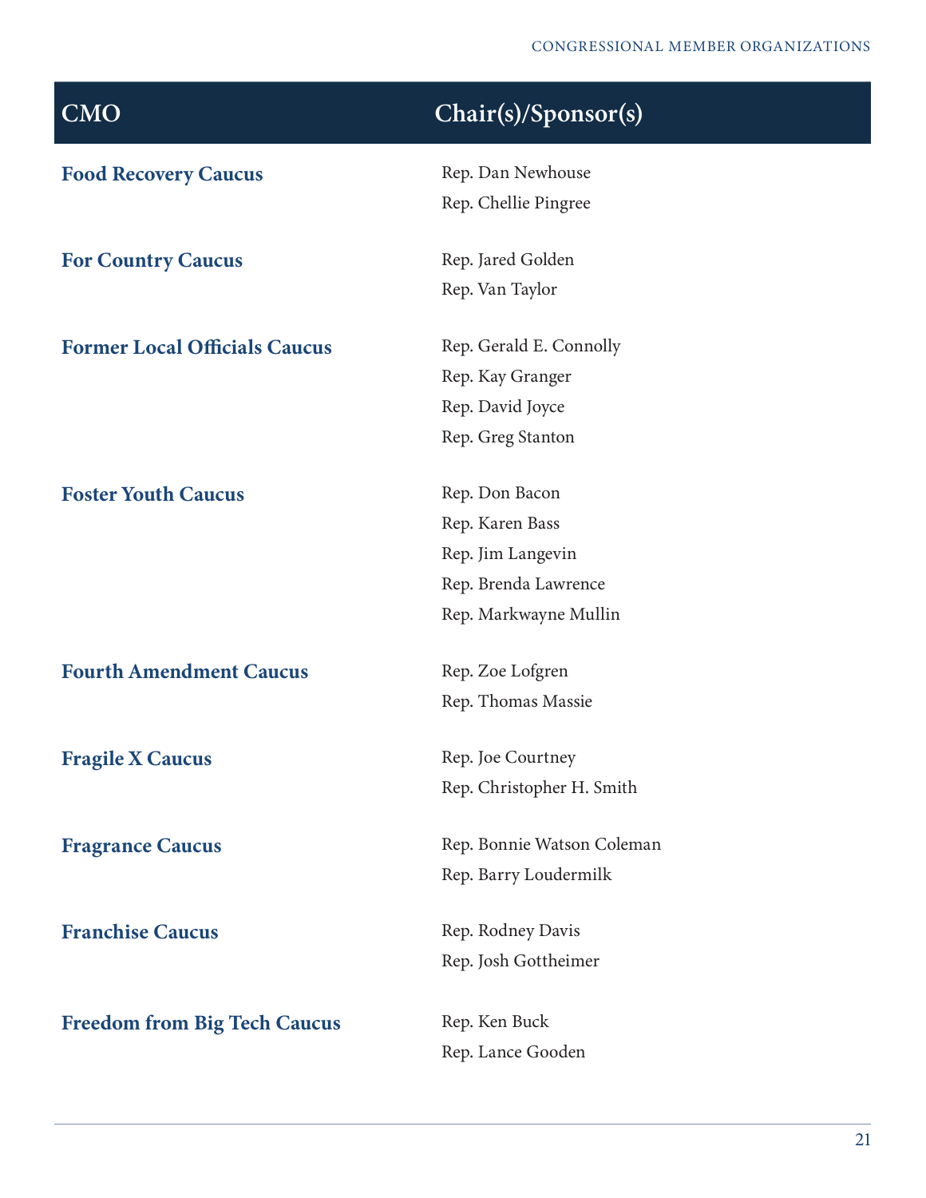| CMO | Chair(s)/Sponsor(s) |
|---|---|
| **Food Recovery Caucus** | Rep. Dan Newhouse<br>Rep. Chellie Pingree |
| **For Country Caucus** | Rep. Jared Golden<br>Rep. Van Taylor |
| **Former Local Officials Caucus** | Rep. Gerald E. Connolly<br>Rep. Kay Granger<br>Rep. David Joyce<br>Rep. Greg Stanton |
| **Foster Youth Caucus** | Rep. Don Bacon<br>Rep. Karen Bass<br>Rep. Jim Langevin<br>Rep. Brenda Lawrence<br>Rep. Markwayne Mullin |
| **Fourth Amendment Caucus** | Rep. Zoe Lofgren<br>Rep. Thomas Massie |
| **Fragile X Caucus** | Rep. Joe Courtney<br>Rep. Christopher H. Smith |
| **Fragrance Caucus** | Rep. Bonnie Watson Coleman<br>Rep. Barry Loudermilk |
| **Franchise Caucus** | Rep. Rodney Davis<br>Rep. Josh Gottheimer |
| **Freedom from Big Tech Caucus** | Rep. Ken Buck<br>Rep. Lance Gooden |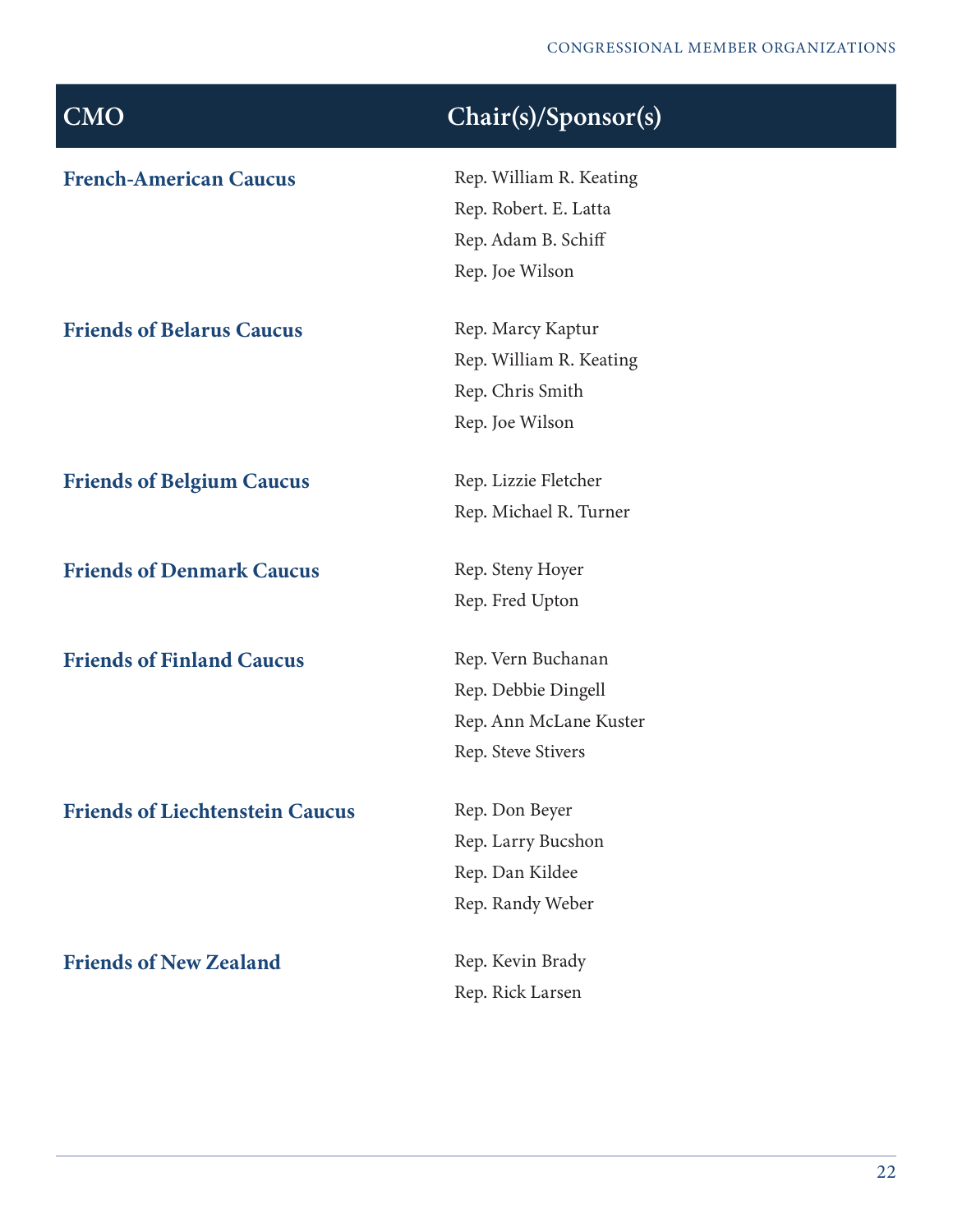| CMO | Chair(s)/Sponsor(s) |
| --- | --- |
| **French-American Caucus** | Rep. William R. Keating<br>Rep. Robert. E. Latta<br>Rep. Adam B. Schiff<br>Rep. Joe Wilson |
| **Friends of Belarus Caucus** | Rep. Marcy Kaptur<br>Rep. William R. Keating<br>Rep. Chris Smith<br>Rep. Joe Wilson |
| **Friends of Belgium Caucus** | Rep. Lizzie Fletcher<br>Rep. Michael R. Turner |
| **Friends of Denmark Caucus** | Rep. Steny Hoyer<br>Rep. Fred Upton |
| **Friends of Finland Caucus** | Rep. Vern Buchanan<br>Rep. Debbie Dingell<br>Rep. Ann McLane Kuster<br>Rep. Steve Stivers |
| **Friends of Liechtenstein Caucus** | Rep. Don Beyer<br>Rep. Larry Bucshon<br>Rep. Dan Kildee<br>Rep. Randy Weber |
| **Friends of New Zealand** | Rep. Kevin Brady<br>Rep. Rick Larsen |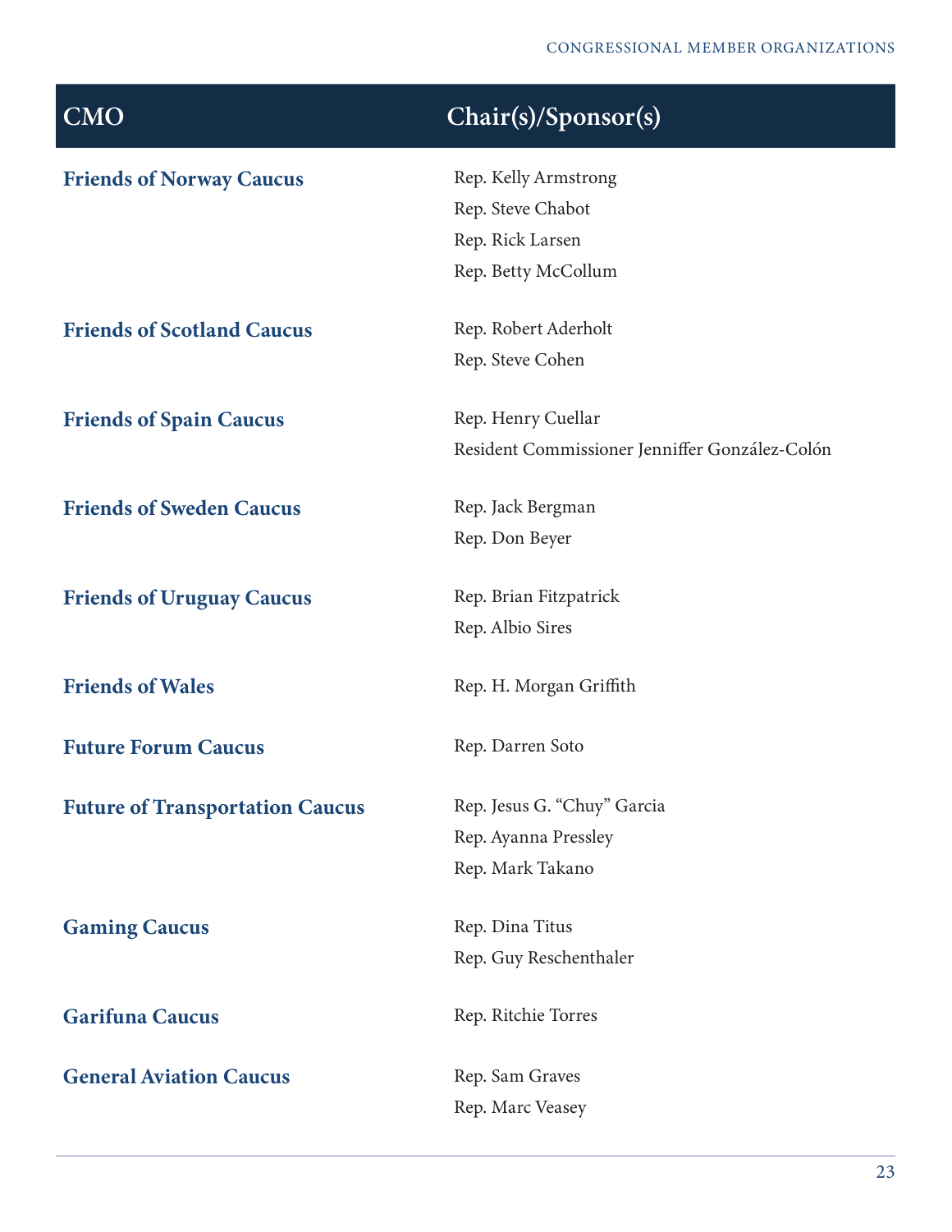| CMO | Chair(s)/Sponsor(s) |
|---|---|
| **Friends of Norway Caucus** | Rep. Kelly Armstrong<br>Rep. Steve Chabot<br>Rep. Rick Larsen<br>Rep. Betty McCollum |
| **Friends of Scotland Caucus** | Rep. Robert Aderholt<br>Rep. Steve Cohen |
| **Friends of Spain Caucus** | Rep. Henry Cuellar<br>Resident Commissioner Jenniffer González-Colón |
| **Friends of Sweden Caucus** | Rep. Jack Bergman<br>Rep. Don Beyer |
| **Friends of Uruguay Caucus** | Rep. Brian Fitzpatrick<br>Rep. Albio Sires |
| **Friends of Wales** | Rep. H. Morgan Griffith |
| **Future Forum Caucus** | Rep. Darren Soto |
| **Future of Transportation Caucus** | Rep. Jesus G. "Chuy" Garcia<br>Rep. Ayanna Pressley<br>Rep. Mark Takano |
| **Gaming Caucus** | Rep. Dina Titus<br>Rep. Guy Reschenthaler |
| **Garifuna Caucus** | Rep. Ritchie Torres |
| **General Aviation Caucus** | Rep. Sam Graves<br>Rep. Marc Veasey |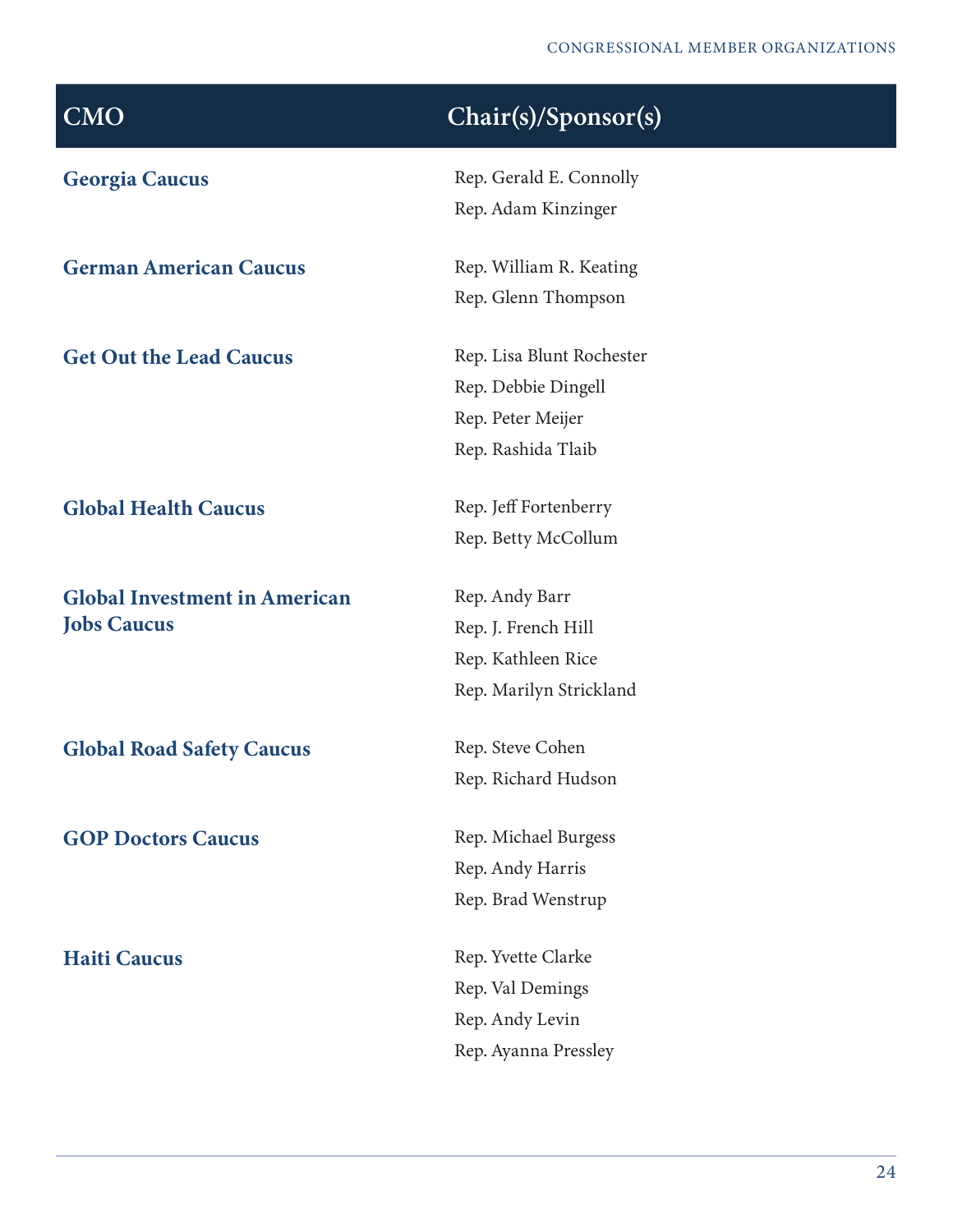| CMO | Chair(s)/Sponsor(s) |
| --- | --- |
| **Georgia Caucus** | Rep. Gerald E. Connolly<br>Rep. Adam Kinzinger |
| **German American Caucus** | Rep. William R. Keating<br>Rep. Glenn Thompson |
| **Get Out the Lead Caucus** | Rep. Lisa Blunt Rochester<br>Rep. Debbie Dingell<br>Rep. Peter Meijer<br>Rep. Rashida Tlaib |
| **Global Health Caucus** | Rep. Jeff Fortenberry<br>Rep. Betty McCollum |
| **Global Investment in American Jobs Caucus** | Rep. Andy Barr<br>Rep. J. French Hill<br>Rep. Kathleen Rice<br>Rep. Marilyn Strickland |
| **Global Road Safety Caucus** | Rep. Steve Cohen<br>Rep. Richard Hudson |
| **GOP Doctors Caucus** | Rep. Michael Burgess<br>Rep. Andy Harris<br>Rep. Brad Wenstrup |
| **Haiti Caucus** | Rep. Yvette Clarke<br>Rep. Val Demings<br>Rep. Andy Levin<br>Rep. Ayanna Pressley |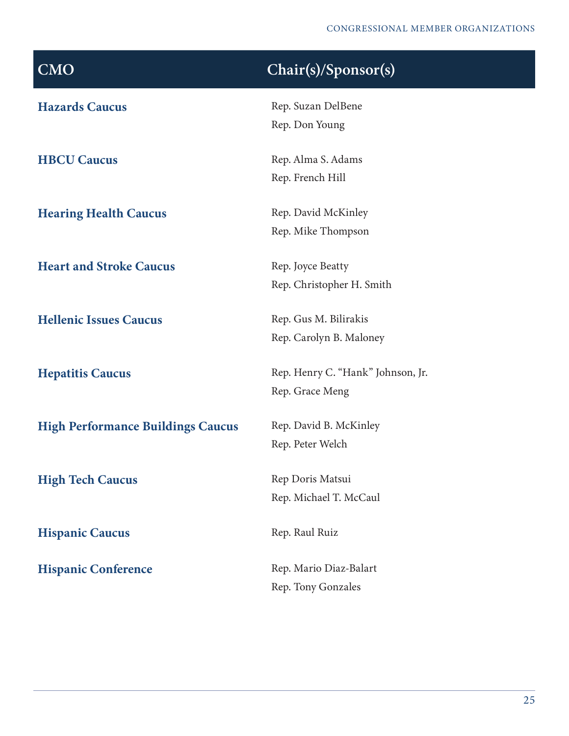| CMO | Chair(s)/Sponsor(s) |
|---|---|
| **Hazards Caucus** | Rep. Suzan DelBene<br>Rep. Don Young |
| **HBCU Caucus** | Rep. Alma S. Adams<br>Rep. French Hill |
| **Hearing Health Caucus** | Rep. David McKinley<br>Rep. Mike Thompson |
| **Heart and Stroke Caucus** | Rep. Joyce Beatty<br>Rep. Christopher H. Smith |
| **Hellenic Issues Caucus** | Rep. Gus M. Bilirakis<br>Rep. Carolyn B. Maloney |
| **Hepatitis Caucus** | Rep. Henry C. "Hank" Johnson, Jr.<br>Rep. Grace Meng |
| **High Performance Buildings Caucus** | Rep. David B. McKinley<br>Rep. Peter Welch |
| **High Tech Caucus** | Rep Doris Matsui<br>Rep. Michael T. McCaul |
| **Hispanic Caucus** | Rep. Raul Ruiz |
| **Hispanic Conference** | Rep. Mario Diaz-Balart<br>Rep. Tony Gonzales |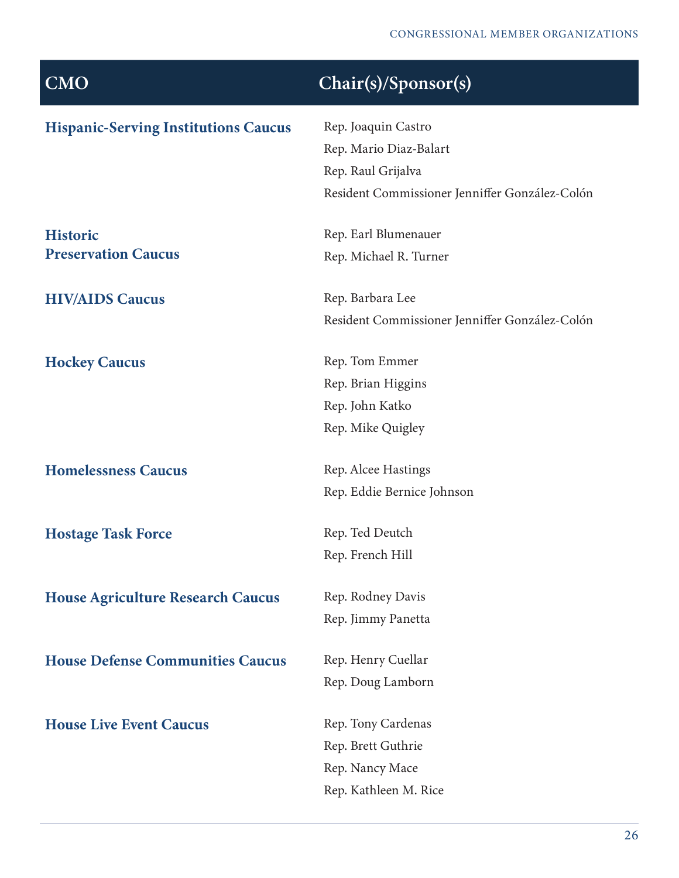| CMO | Chair(s)/Sponsor(s) |
|---|---|
| **Hispanic-Serving Institutions Caucus** | Rep. Joaquin Castro<br>Rep. Mario Diaz-Balart<br>Rep. Raul Grijalva<br>Resident Commissioner Jenniffer González-Colón |
| **Historic Preservation Caucus** | Rep. Earl Blumenauer<br>Rep. Michael R. Turner |
| **HIV/AIDS Caucus** | Rep. Barbara Lee<br>Resident Commissioner Jenniffer González-Colón |
| **Hockey Caucus** | Rep. Tom Emmer<br>Rep. Brian Higgins<br>Rep. John Katko<br>Rep. Mike Quigley |
| **Homelessness Caucus** | Rep. Alcee Hastings<br>Rep. Eddie Bernice Johnson |
| **Hostage Task Force** | Rep. Ted Deutch<br>Rep. French Hill |
| **House Agriculture Research Caucus** | Rep. Rodney Davis<br>Rep. Jimmy Panetta |
| **House Defense Communities Caucus** | Rep. Henry Cuellar<br>Rep. Doug Lamborn |
| **House Live Event Caucus** | Rep. Tony Cardenas<br>Rep. Brett Guthrie<br>Rep. Nancy Mace<br>Rep. Kathleen M. Rice |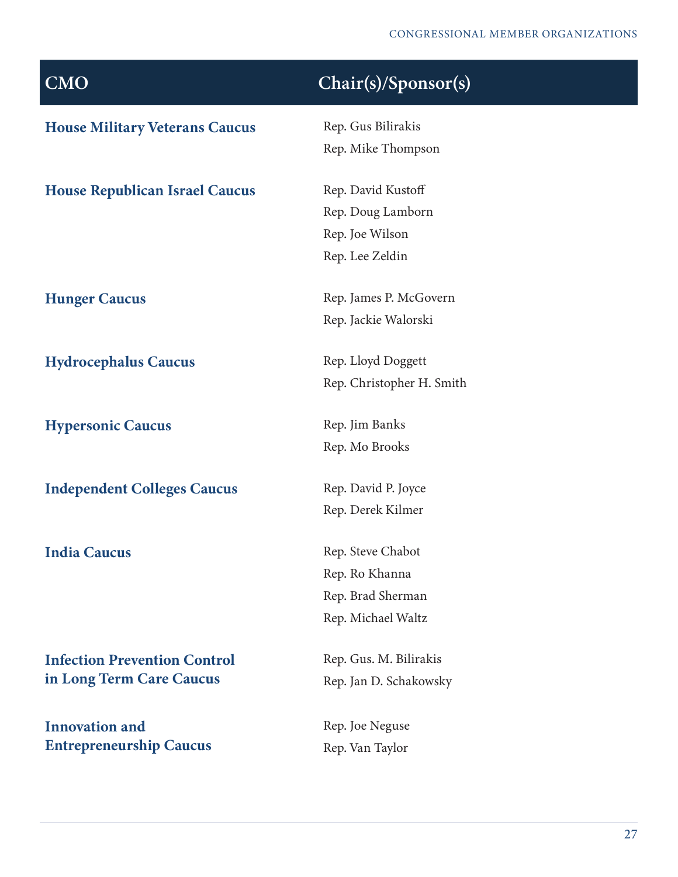| CMO | Chair(s)/Sponsor(s) |
| --- | --- |
| **House Military Veterans Caucus** | Rep. Gus Bilirakis<br>Rep. Mike Thompson |
| **House Republican Israel Caucus** | Rep. David Kustoff<br>Rep. Doug Lamborn<br>Rep. Joe Wilson<br>Rep. Lee Zeldin |
| **Hunger Caucus** | Rep. James P. McGovern<br>Rep. Jackie Walorski |
| **Hydrocephalus Caucus** | Rep. Lloyd Doggett<br>Rep. Christopher H. Smith |
| **Hypersonic Caucus** | Rep. Jim Banks<br>Rep. Mo Brooks |
| **Independent Colleges Caucus** | Rep. David P. Joyce<br>Rep. Derek Kilmer |
| **India Caucus** | Rep. Steve Chabot<br>Rep. Ro Khanna<br>Rep. Brad Sherman<br>Rep. Michael Waltz |
| **Infection Prevention Control in Long Term Care Caucus** | Rep. Gus. M. Bilirakis<br>Rep. Jan D. Schakowsky |
| **Innovation and Entrepreneurship Caucus** | Rep. Joe Neguse<br>Rep. Van Taylor |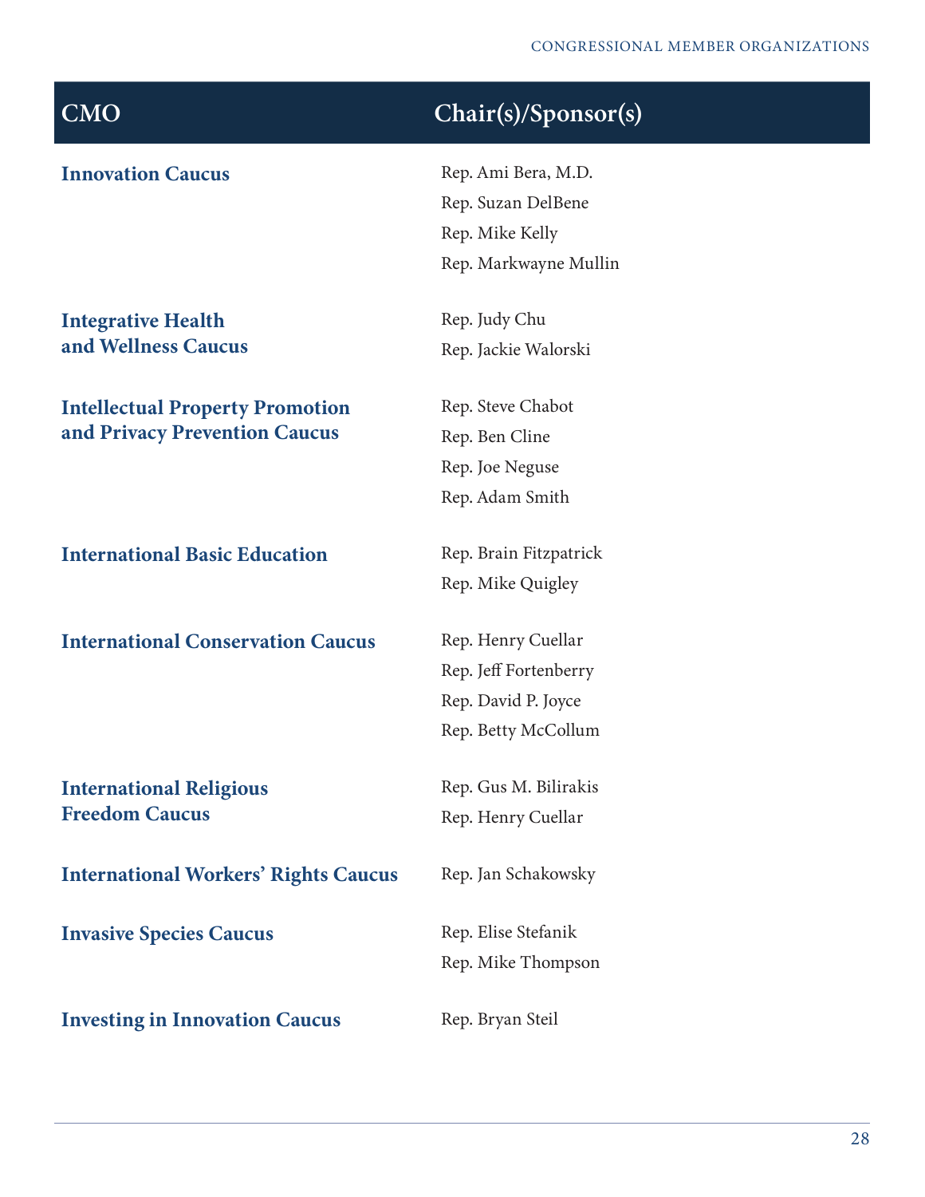| CMO | Chair(s)/Sponsor(s) |
|---|---|
| **Innovation Caucus** | Rep. Ami Bera, M.D.<br>Rep. Suzan DelBene<br>Rep. Mike Kelly<br>Rep. Markwayne Mullin |
| **Integrative Health and Wellness Caucus** | Rep. Judy Chu<br>Rep. Jackie Walorski |
| **Intellectual Property Promotion and Privacy Prevention Caucus** | Rep. Steve Chabot<br>Rep. Ben Cline<br>Rep. Joe Neguse<br>Rep. Adam Smith |
| **International Basic Education** | Rep. Brain Fitzpatrick<br>Rep. Mike Quigley |
| **International Conservation Caucus** | Rep. Henry Cuellar<br>Rep. Jeff Fortenberry<br>Rep. David P. Joyce<br>Rep. Betty McCollum |
| **International Religious Freedom Caucus** | Rep. Gus M. Bilirakis<br>Rep. Henry Cuellar |
| **International Workers' Rights Caucus** | Rep. Jan Schakowsky |
| **Invasive Species Caucus** | Rep. Elise Stefanik<br>Rep. Mike Thompson |
| **Investing in Innovation Caucus** | Rep. Bryan Steil |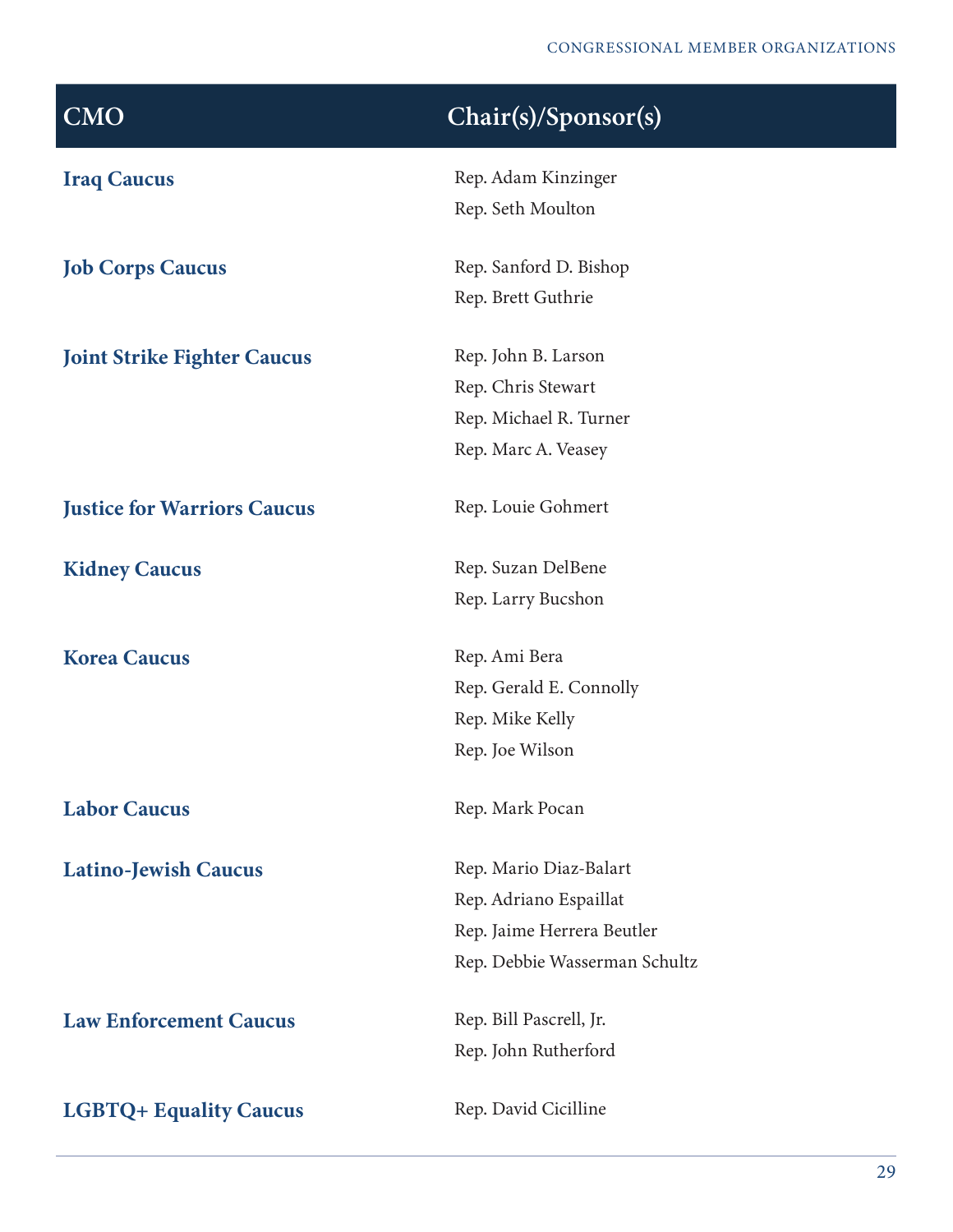| CMO | Chair(s)/Sponsor(s) |
| --- | --- |
| **Iraq Caucus** | Rep. Adam Kinzinger<br>Rep. Seth Moulton |
| **Job Corps Caucus** | Rep. Sanford D. Bishop<br>Rep. Brett Guthrie |
| **Joint Strike Fighter Caucus** | Rep. John B. Larson<br>Rep. Chris Stewart<br>Rep. Michael R. Turner<br>Rep. Marc A. Veasey |
| **Justice for Warriors Caucus** | Rep. Louie Gohmert |
| **Kidney Caucus** | Rep. Suzan DelBene<br>Rep. Larry Bucshon |
| **Korea Caucus** | Rep. Ami Bera<br>Rep. Gerald E. Connolly<br>Rep. Mike Kelly<br>Rep. Joe Wilson |
| **Labor Caucus** | Rep. Mark Pocan |
| **Latino-Jewish Caucus** | Rep. Mario Diaz-Balart<br>Rep. Adriano Espaillat<br>Rep. Jaime Herrera Beutler<br>Rep. Debbie Wasserman Schultz |
| **Law Enforcement Caucus** | Rep. Bill Pascrell, Jr.<br>Rep. John Rutherford |
| **LGBTQ+ Equality Caucus** | Rep. David Cicilline |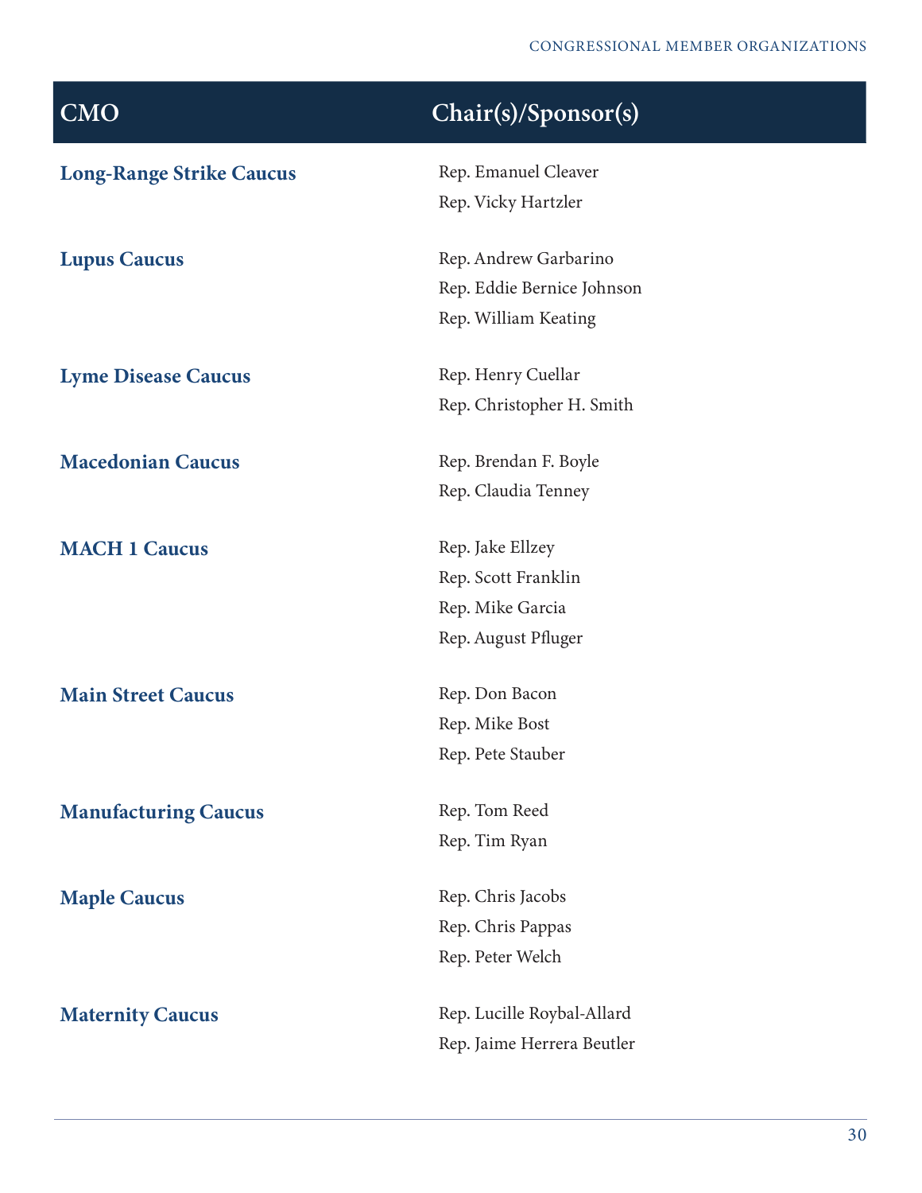| CMO | Chair(s)/Sponsor(s) |
| --- | --- |
| **Long-Range Strike Caucus** | Rep. Emanuel Cleaver<br>Rep. Vicky Hartzler |
| **Lupus Caucus** | Rep. Andrew Garbarino<br>Rep. Eddie Bernice Johnson<br>Rep. William Keating |
| **Lyme Disease Caucus** | Rep. Henry Cuellar<br>Rep. Christopher H. Smith |
| **Macedonian Caucus** | Rep. Brendan F. Boyle<br>Rep. Claudia Tenney |
| **MACH 1 Caucus** | Rep. Jake Ellzey<br>Rep. Scott Franklin<br>Rep. Mike Garcia<br>Rep. August Pfluger |
| **Main Street Caucus** | Rep. Don Bacon<br>Rep. Mike Bost<br>Rep. Pete Stauber |
| **Manufacturing Caucus** | Rep. Tom Reed<br>Rep. Tim Ryan |
| **Maple Caucus** | Rep. Chris Jacobs<br>Rep. Chris Pappas<br>Rep. Peter Welch |
| **Maternity Caucus** | Rep. Lucille Roybal-Allard<br>Rep. Jaime Herrera Beutler |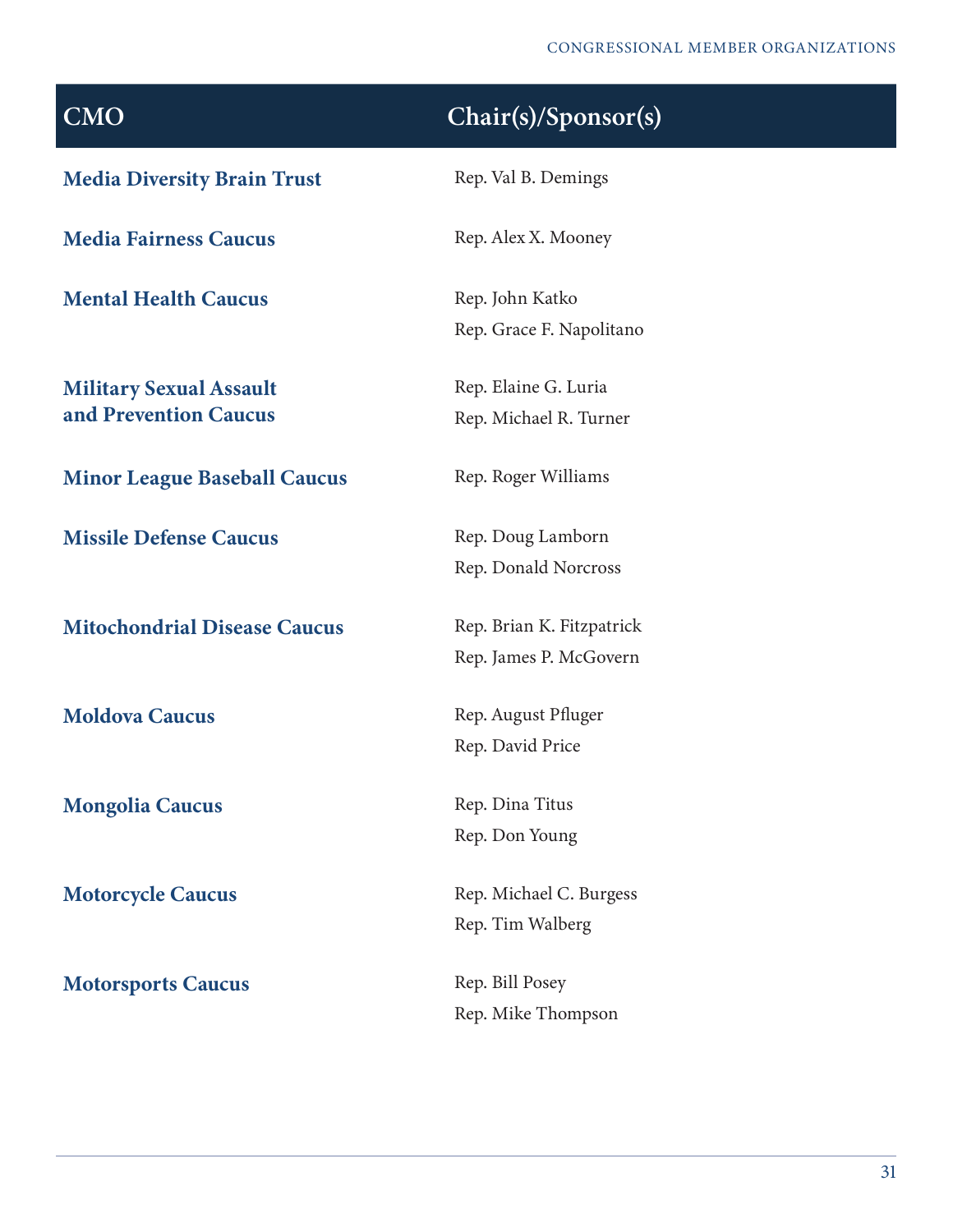| CMO | Chair(s)/Sponsor(s) |
|---|---|
| **Media Diversity Brain Trust** | Rep. Val B. Demings |
| **Media Fairness Caucus** | Rep. Alex X. Mooney |
| **Mental Health Caucus** | Rep. John Katko<br>Rep. Grace F. Napolitano |
| **Military Sexual Assault and Prevention Caucus** | Rep. Elaine G. Luria<br>Rep. Michael R. Turner |
| **Minor League Baseball Caucus** | Rep. Roger Williams |
| **Missile Defense Caucus** | Rep. Doug Lamborn<br>Rep. Donald Norcross |
| **Mitochondrial Disease Caucus** | Rep. Brian K. Fitzpatrick<br>Rep. James P. McGovern |
| **Moldova Caucus** | Rep. August Pfluger<br>Rep. David Price |
| **Mongolia Caucus** | Rep. Dina Titus<br>Rep. Don Young |
| **Motorcycle Caucus** | Rep. Michael C. Burgess<br>Rep. Tim Walberg |
| **Motorsports Caucus** | Rep. Bill Posey<br>Rep. Mike Thompson |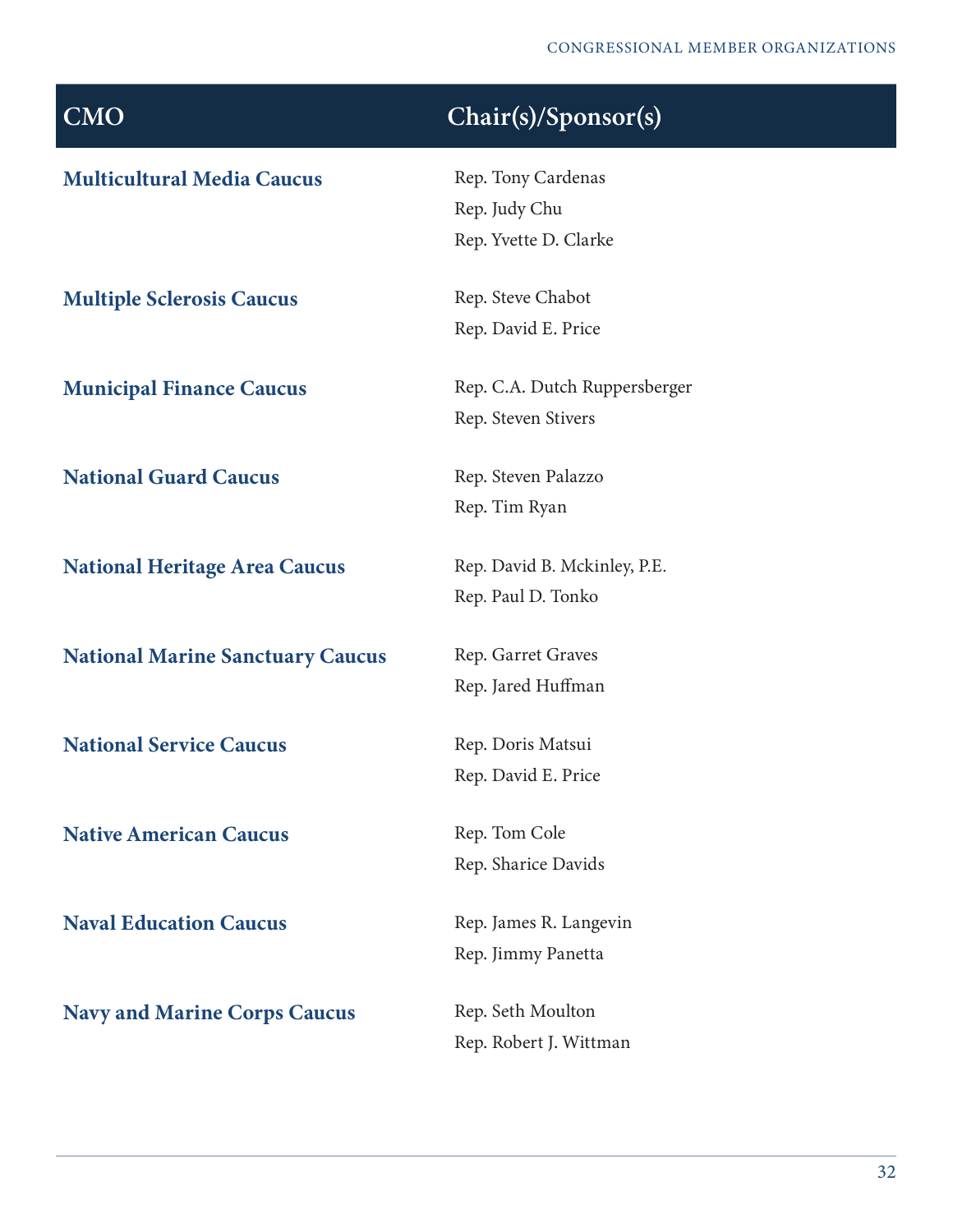| CMO | Chair(s)/Sponsor(s) |
|---|---|
| **Multicultural Media Caucus** | Rep. Tony Cardenas<br>Rep. Judy Chu<br>Rep. Yvette D. Clarke |
| **Multiple Sclerosis Caucus** | Rep. Steve Chabot<br>Rep. David E. Price |
| **Municipal Finance Caucus** | Rep. C.A. Dutch Ruppersberger<br>Rep. Steven Stivers |
| **National Guard Caucus** | Rep. Steven Palazzo<br>Rep. Tim Ryan |
| **National Heritage Area Caucus** | Rep. David B. Mckinley, P.E.<br>Rep. Paul D. Tonko |
| **National Marine Sanctuary Caucus** | Rep. Garret Graves<br>Rep. Jared Huffman |
| **National Service Caucus** | Rep. Doris Matsui<br>Rep. David E. Price |
| **Native American Caucus** | Rep. Tom Cole<br>Rep. Sharice Davids |
| **Naval Education Caucus** | Rep. James R. Langevin<br>Rep. Jimmy Panetta |
| **Navy and Marine Corps Caucus** | Rep. Seth Moulton<br>Rep. Robert J. Wittman |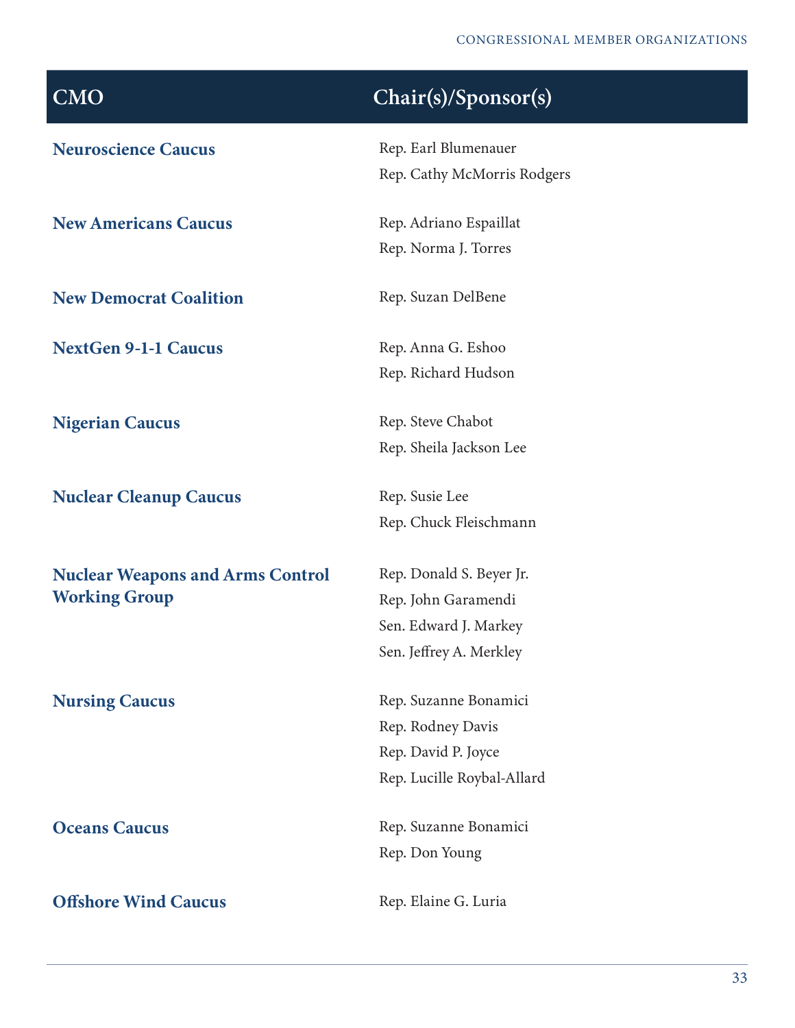| CMO | Chair(s)/Sponsor(s) |
| --- | --- |
| **Neuroscience Caucus** | Rep. Earl Blumenauer<br>Rep. Cathy McMorris Rodgers |
| **New Americans Caucus** | Rep. Adriano Espaillat<br>Rep. Norma J. Torres |
| **New Democrat Coalition** | Rep. Suzan DelBene |
| **NextGen 9-1-1 Caucus** | Rep. Anna G. Eshoo<br>Rep. Richard Hudson |
| **Nigerian Caucus** | Rep. Steve Chabot<br>Rep. Sheila Jackson Lee |
| **Nuclear Cleanup Caucus** | Rep. Susie Lee<br>Rep. Chuck Fleischmann |
| **Nuclear Weapons and Arms Control Working Group** | Rep. Donald S. Beyer Jr.<br>Rep. John Garamendi<br>Sen. Edward J. Markey<br>Sen. Jeffrey A. Merkley |
| **Nursing Caucus** | Rep. Suzanne Bonamici<br>Rep. Rodney Davis<br>Rep. David P. Joyce<br>Rep. Lucille Roybal-Allard |
| **Oceans Caucus** | Rep. Suzanne Bonamici<br>Rep. Don Young |
| **Offshore Wind Caucus** | Rep. Elaine G. Luria |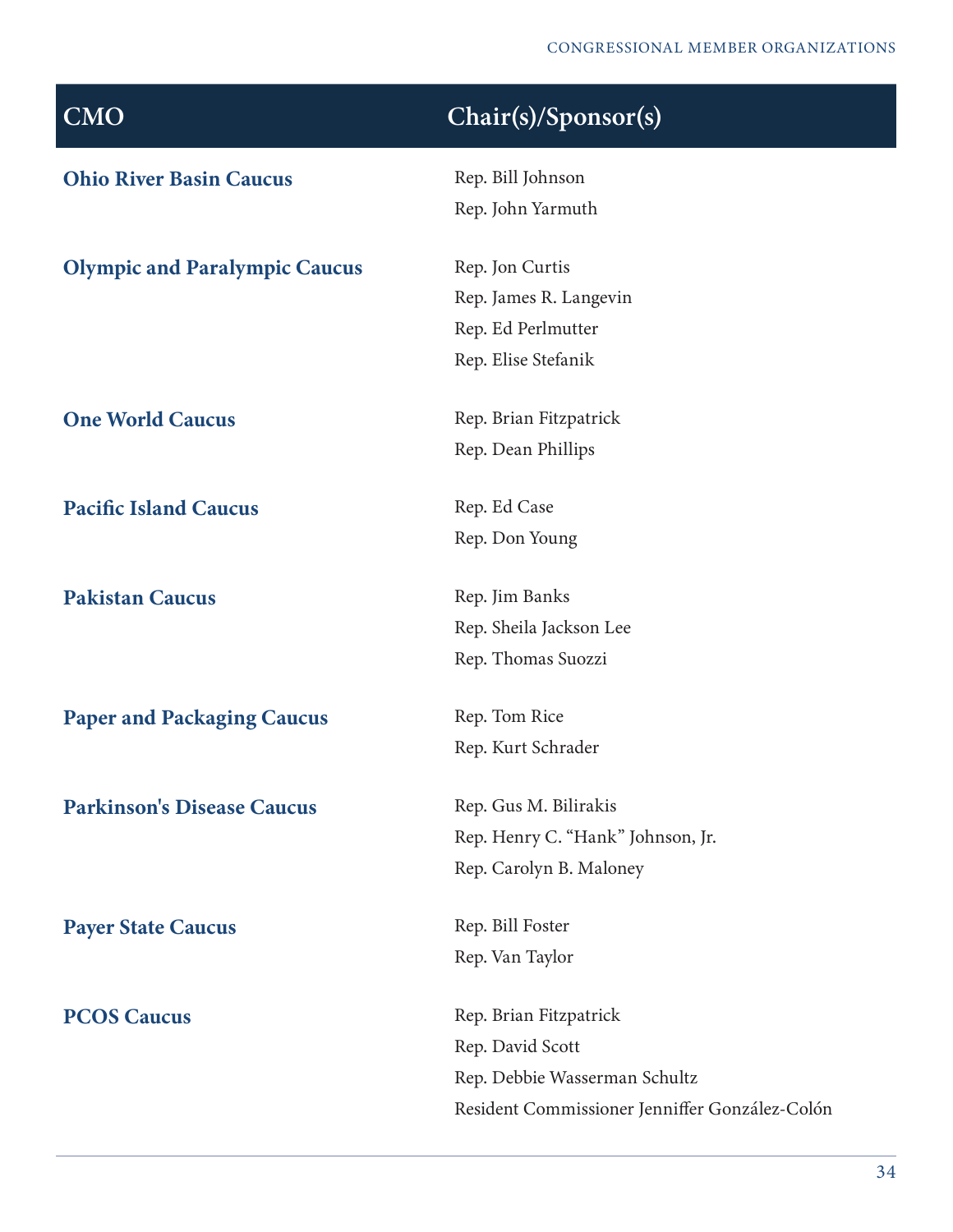| CMO | Chair(s)/Sponsor(s) |
|---|---|
| **Ohio River Basin Caucus** | Rep. Bill Johnson<br>Rep. John Yarmuth |
| **Olympic and Paralympic Caucus** | Rep. Jon Curtis<br>Rep. James R. Langevin<br>Rep. Ed Perlmutter<br>Rep. Elise Stefanik |
| **One World Caucus** | Rep. Brian Fitzpatrick<br>Rep. Dean Phillips |
| **Pacific Island Caucus** | Rep. Ed Case<br>Rep. Don Young |
| **Pakistan Caucus** | Rep. Jim Banks<br>Rep. Sheila Jackson Lee<br>Rep. Thomas Suozzi |
| **Paper and Packaging Caucus** | Rep. Tom Rice<br>Rep. Kurt Schrader |
| **Parkinson's Disease Caucus** | Rep. Gus M. Bilirakis<br>Rep. Henry C. “Hank” Johnson, Jr.<br>Rep. Carolyn B. Maloney |
| **Payer State Caucus** | Rep. Bill Foster<br>Rep. Van Taylor |
| **PCOS Caucus** | Rep. Brian Fitzpatrick<br>Rep. David Scott<br>Rep. Debbie Wasserman Schultz<br>Resident Commissioner Jenniffer González-Colón |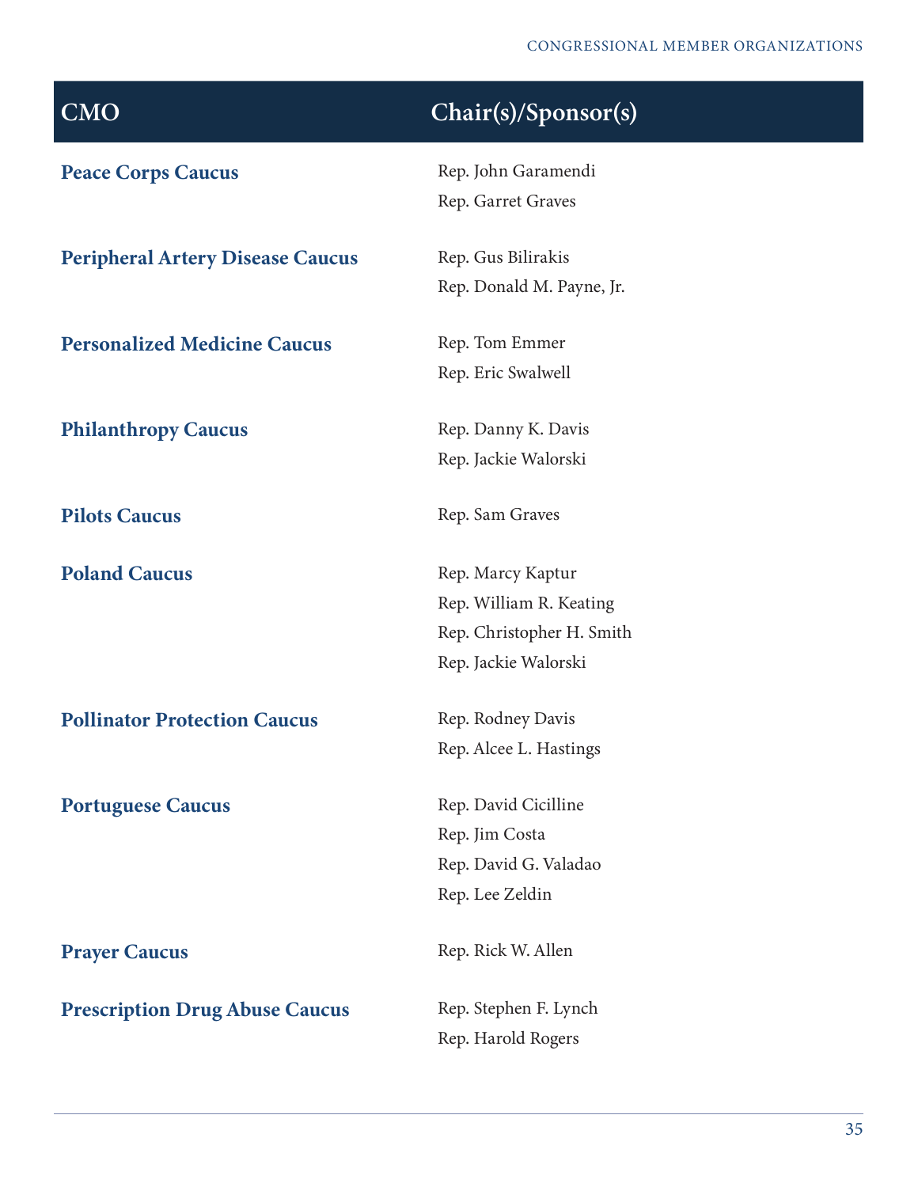| CMO | Chair(s)/Sponsor(s) |
| --- | --- |
| **Peace Corps Caucus** | Rep. John Garamendi<br>Rep. Garret Graves |
| **Peripheral Artery Disease Caucus** | Rep. Gus Bilirakis<br>Rep. Donald M. Payne, Jr. |
| **Personalized Medicine Caucus** | Rep. Tom Emmer<br>Rep. Eric Swalwell |
| **Philanthropy Caucus** | Rep. Danny K. Davis<br>Rep. Jackie Walorski |
| **Pilots Caucus** | Rep. Sam Graves |
| **Poland Caucus** | Rep. Marcy Kaptur<br>Rep. William R. Keating<br>Rep. Christopher H. Smith<br>Rep. Jackie Walorski |
| **Pollinator Protection Caucus** | Rep. Rodney Davis<br>Rep. Alcee L. Hastings |
| **Portuguese Caucus** | Rep. David Cicilline<br>Rep. Jim Costa<br>Rep. David G. Valadao<br>Rep. Lee Zeldin |
| **Prayer Caucus** | Rep. Rick W. Allen |
| **Prescription Drug Abuse Caucus** | Rep. Stephen F. Lynch<br>Rep. Harold Rogers |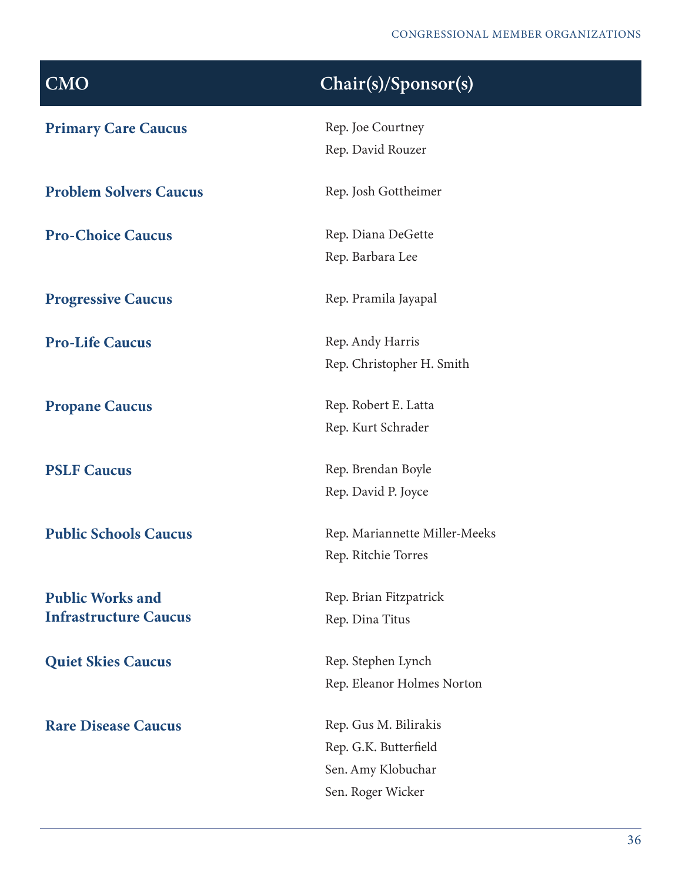| CMO | Chair(s)/Sponsor(s) |
|---|---|
| **Primary Care Caucus** | Rep. Joe Courtney<br>Rep. David Rouzer |
| **Problem Solvers Caucus** | Rep. Josh Gottheimer |
| **Pro-Choice Caucus** | Rep. Diana DeGette<br>Rep. Barbara Lee |
| **Progressive Caucus** | Rep. Pramila Jayapal |
| **Pro-Life Caucus** | Rep. Andy Harris<br>Rep. Christopher H. Smith |
| **Propane Caucus** | Rep. Robert E. Latta<br>Rep. Kurt Schrader |
| **PSLF Caucus** | Rep. Brendan Boyle<br>Rep. David P. Joyce |
| **Public Schools Caucus** | Rep. Mariannette Miller-Meeks<br>Rep. Ritchie Torres |
| **Public Works and Infrastructure Caucus** | Rep. Brian Fitzpatrick<br>Rep. Dina Titus |
| **Quiet Skies Caucus** | Rep. Stephen Lynch<br>Rep. Eleanor Holmes Norton |
| **Rare Disease Caucus** | Rep. Gus M. Bilirakis<br>Rep. G.K. Butterfield<br>Sen. Amy Klobuchar<br>Sen. Roger Wicker |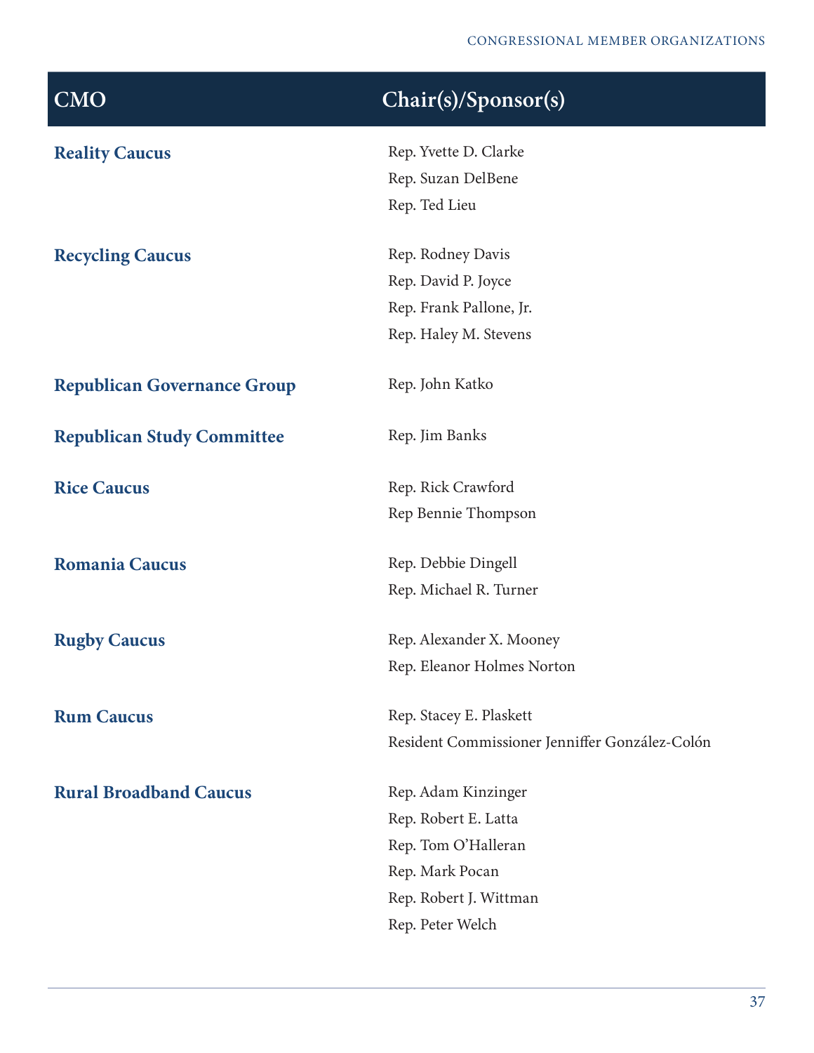| CMO | Chair(s)/Sponsor(s) |
|---|---|
| **Reality Caucus** | Rep. Yvette D. Clarke<br>Rep. Suzan DelBene<br>Rep. Ted Lieu |
| **Recycling Caucus** | Rep. Rodney Davis<br>Rep. David P. Joyce<br>Rep. Frank Pallone, Jr.<br>Rep. Haley M. Stevens |
| **Republican Governance Group** | Rep. John Katko |
| **Republican Study Committee** | Rep. Jim Banks |
| **Rice Caucus** | Rep. Rick Crawford<br>Rep Bennie Thompson |
| **Romania Caucus** | Rep. Debbie Dingell<br>Rep. Michael R. Turner |
| **Rugby Caucus** | Rep. Alexander X. Mooney<br>Rep. Eleanor Holmes Norton |
| **Rum Caucus** | Rep. Stacey E. Plaskett<br>Resident Commissioner Jenniffer González-Colón |
| **Rural Broadband Caucus** | Rep. Adam Kinzinger<br>Rep. Robert E. Latta<br>Rep. Tom O'Halleran<br>Rep. Mark Pocan<br>Rep. Robert J. Wittman<br>Rep. Peter Welch |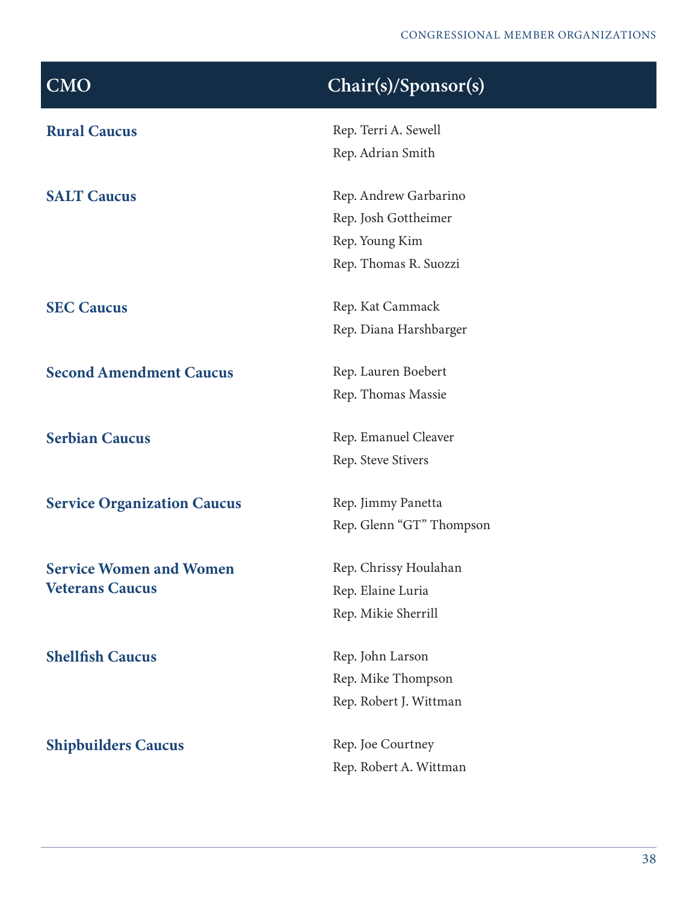| CMO | Chair(s)/Sponsor(s) |
|---|---|
| **Rural Caucus** | Rep. Terri A. Sewell<br>Rep. Adrian Smith |
| **SALT Caucus** | Rep. Andrew Garbarino<br>Rep. Josh Gottheimer<br>Rep. Young Kim<br>Rep. Thomas R. Suozzi |
| **SEC Caucus** | Rep. Kat Cammack<br>Rep. Diana Harshbarger |
| **Second Amendment Caucus** | Rep. Lauren Boebert<br>Rep. Thomas Massie |
| **Serbian Caucus** | Rep. Emanuel Cleaver<br>Rep. Steve Stivers |
| **Service Organization Caucus** | Rep. Jimmy Panetta<br>Rep. Glenn "GT" Thompson |
| **Service Women and Women Veterans Caucus** | Rep. Chrissy Houlahan<br>Rep. Elaine Luria<br>Rep. Mikie Sherrill |
| **Shellfish Caucus** | Rep. John Larson<br>Rep. Mike Thompson<br>Rep. Robert J. Wittman |
| **Shipbuilders Caucus** | Rep. Joe Courtney<br>Rep. Robert A. Wittman |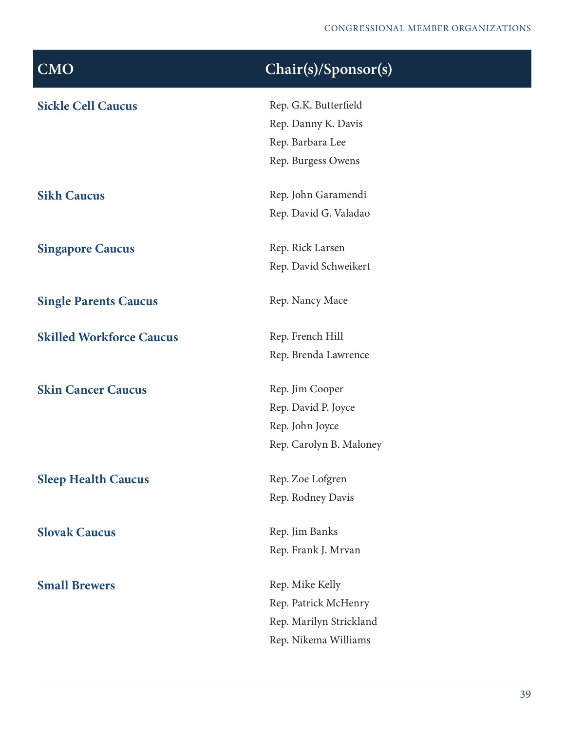| CMO | Chair(s)/Sponsor(s) |
|---|---|
| **Sickle Cell Caucus** | Rep. G.K. Butterfield<br>Rep. Danny K. Davis<br>Rep. Barbara Lee<br>Rep. Burgess Owens |
| **Sikh Caucus** | Rep. John Garamendi<br>Rep. David G. Valadao |
| **Singapore Caucus** | Rep. Rick Larsen<br>Rep. David Schweikert |
| **Single Parents Caucus** | Rep. Nancy Mace |
| **Skilled Workforce Caucus** | Rep. French Hill<br>Rep. Brenda Lawrence |
| **Skin Cancer Caucus** | Rep. Jim Cooper<br>Rep. David P. Joyce<br>Rep. John Joyce<br>Rep. Carolyn B. Maloney |
| **Sleep Health Caucus** | Rep. Zoe Lofgren<br>Rep. Rodney Davis |
| **Slovak Caucus** | Rep. Jim Banks<br>Rep. Frank J. Mrvan |
| **Small Brewers** | Rep. Mike Kelly<br>Rep. Patrick McHenry<br>Rep. Marilyn Strickland<br>Rep. Nikema Williams |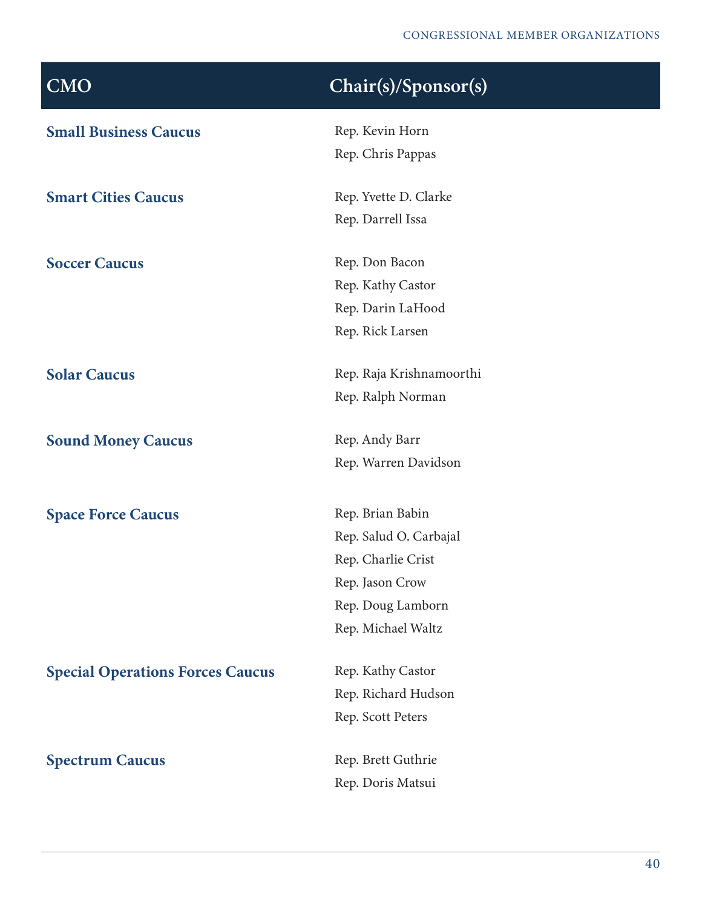| CMO | Chair(s)/Sponsor(s) |
|---|---|
| **Small Business Caucus** | Rep. Kevin Horn<br>Rep. Chris Pappas |
| **Smart Cities Caucus** | Rep. Yvette D. Clarke<br>Rep. Darrell Issa |
| **Soccer Caucus** | Rep. Don Bacon<br>Rep. Kathy Castor<br>Rep. Darin LaHood<br>Rep. Rick Larsen |
| **Solar Caucus** | Rep. Raja Krishnamoorthi<br>Rep. Ralph Norman |
| **Sound Money Caucus** | Rep. Andy Barr<br>Rep. Warren Davidson |
| **Space Force Caucus** | Rep. Brian Babin<br>Rep. Salud O. Carbajal<br>Rep. Charlie Crist<br>Rep. Jason Crow<br>Rep. Doug Lamborn<br>Rep. Michael Waltz |
| **Special Operations Forces Caucus** | Rep. Kathy Castor<br>Rep. Richard Hudson<br>Rep. Scott Peters |
| **Spectrum Caucus** | Rep. Brett Guthrie<br>Rep. Doris Matsui |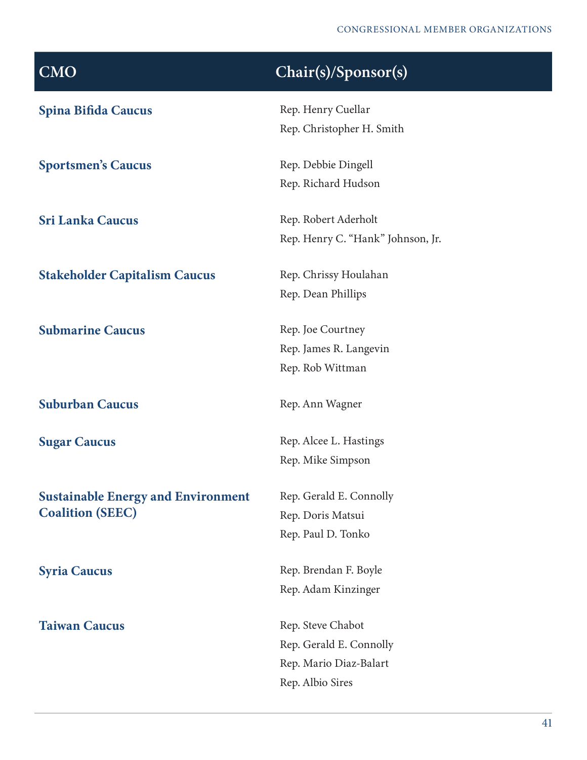| CMO | Chair(s)/Sponsor(s) |
| --- | --- |
| **Spina Bifida Caucus** | Rep. Henry Cuellar<br>Rep. Christopher H. Smith |
| **Sportsmen's Caucus** | Rep. Debbie Dingell<br>Rep. Richard Hudson |
| **Sri Lanka Caucus** | Rep. Robert Aderholt<br>Rep. Henry C. "Hank" Johnson, Jr. |
| **Stakeholder Capitalism Caucus** | Rep. Chrissy Houlahan<br>Rep. Dean Phillips |
| **Submarine Caucus** | Rep. Joe Courtney<br>Rep. James R. Langevin<br>Rep. Rob Wittman |
| **Suburban Caucus** | Rep. Ann Wagner |
| **Sugar Caucus** | Rep. Alcee L. Hastings<br>Rep. Mike Simpson |
| **Sustainable Energy and Environment Coalition (SEEC)** | Rep. Gerald E. Connolly<br>Rep. Doris Matsui<br>Rep. Paul D. Tonko |
| **Syria Caucus** | Rep. Brendan F. Boyle<br>Rep. Adam Kinzinger |
| **Taiwan Caucus** | Rep. Steve Chabot<br>Rep. Gerald E. Connolly<br>Rep. Mario Diaz-Balart<br>Rep. Albio Sires |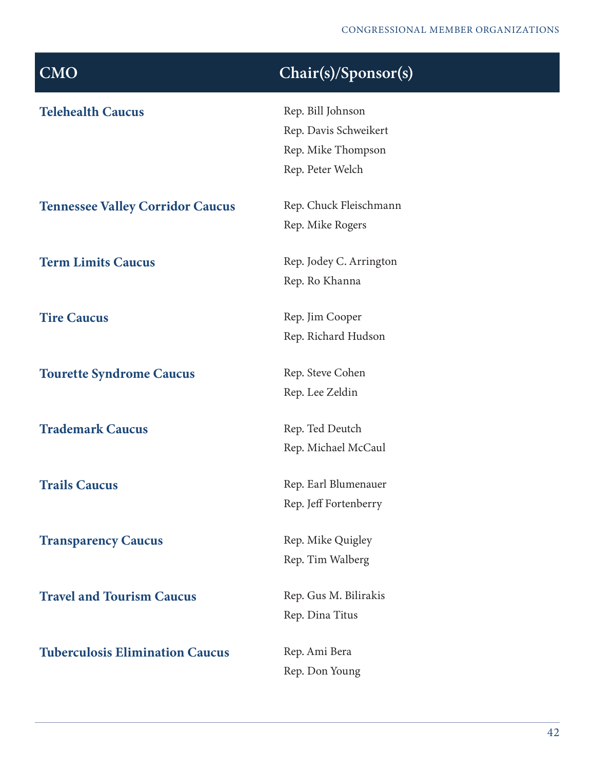| CMO | Chair(s)/Sponsor(s) |
| --- | --- |
| **Telehealth Caucus** | Rep. Bill Johnson<br>Rep. Davis Schweikert<br>Rep. Mike Thompson<br>Rep. Peter Welch |
| **Tennessee Valley Corridor Caucus** | Rep. Chuck Fleischmann<br>Rep. Mike Rogers |
| **Term Limits Caucus** | Rep. Jodey C. Arrington<br>Rep. Ro Khanna |
| **Tire Caucus** | Rep. Jim Cooper<br>Rep. Richard Hudson |
| **Tourette Syndrome Caucus** | Rep. Steve Cohen<br>Rep. Lee Zeldin |
| **Trademark Caucus** | Rep. Ted Deutch<br>Rep. Michael McCaul |
| **Trails Caucus** | Rep. Earl Blumenauer<br>Rep. Jeff Fortenberry |
| **Transparency Caucus** | Rep. Mike Quigley<br>Rep. Tim Walberg |
| **Travel and Tourism Caucus** | Rep. Gus M. Bilirakis<br>Rep. Dina Titus |
| **Tuberculosis Elimination Caucus** | Rep. Ami Bera<br>Rep. Don Young |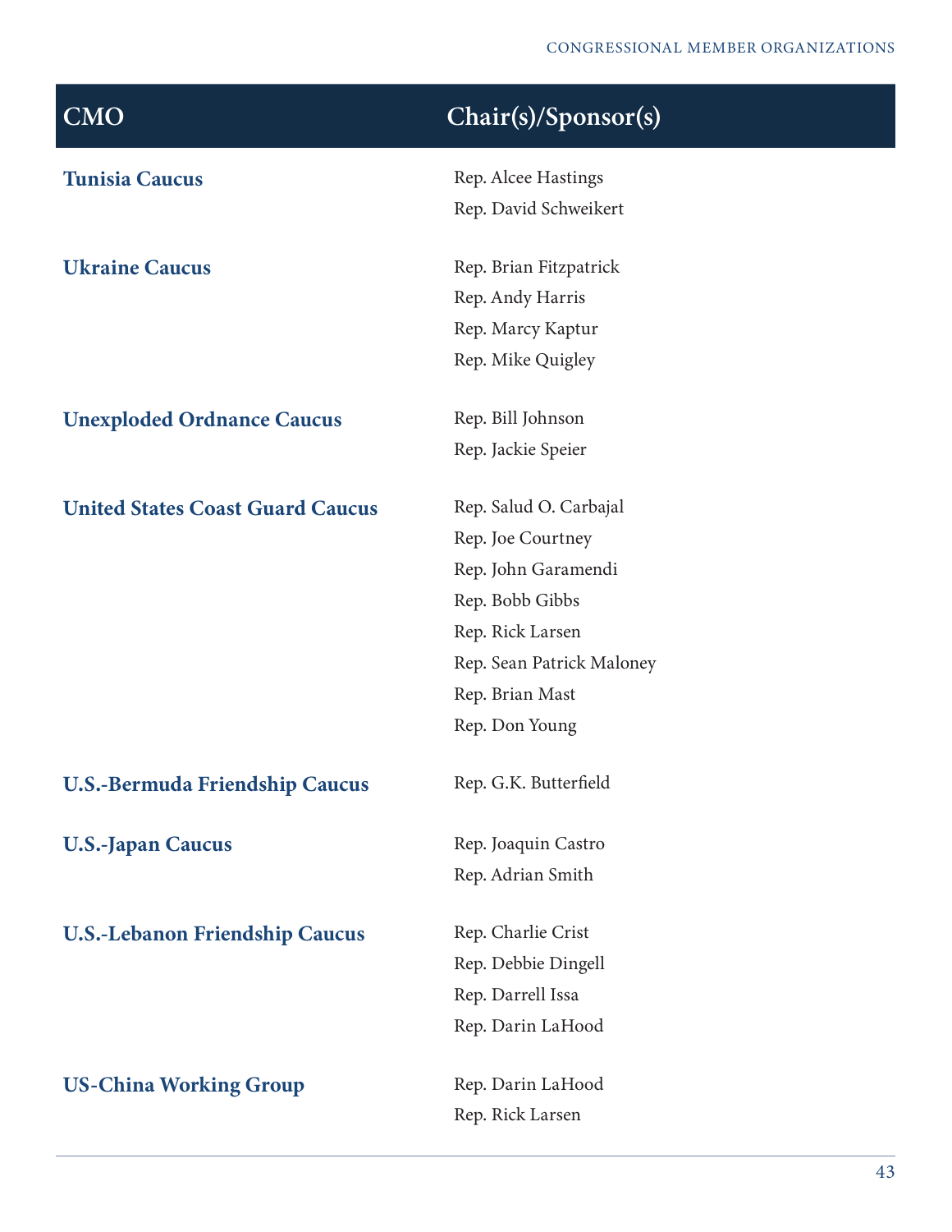| CMO | Chair(s)/Sponsor(s) |
|---|---|
| **Tunisia Caucus** | Rep. Alcee Hastings<br>Rep. David Schweikert |
| **Ukraine Caucus** | Rep. Brian Fitzpatrick<br>Rep. Andy Harris<br>Rep. Marcy Kaptur<br>Rep. Mike Quigley |
| **Unexploded Ordnance Caucus** | Rep. Bill Johnson<br>Rep. Jackie Speier |
| **United States Coast Guard Caucus** | Rep. Salud O. Carbajal<br>Rep. Joe Courtney<br>Rep. John Garamendi<br>Rep. Bobb Gibbs<br>Rep. Rick Larsen<br>Rep. Sean Patrick Maloney<br>Rep. Brian Mast<br>Rep. Don Young |
| **U.S.-Bermuda Friendship Caucus** | Rep. G.K. Butterfield |
| **U.S.-Japan Caucus** | Rep. Joaquin Castro<br>Rep. Adrian Smith |
| **U.S.-Lebanon Friendship Caucus** | Rep. Charlie Crist<br>Rep. Debbie Dingell<br>Rep. Darrell Issa<br>Rep. Darin LaHood |
| **US-China Working Group** | Rep. Darin LaHood<br>Rep. Rick Larsen |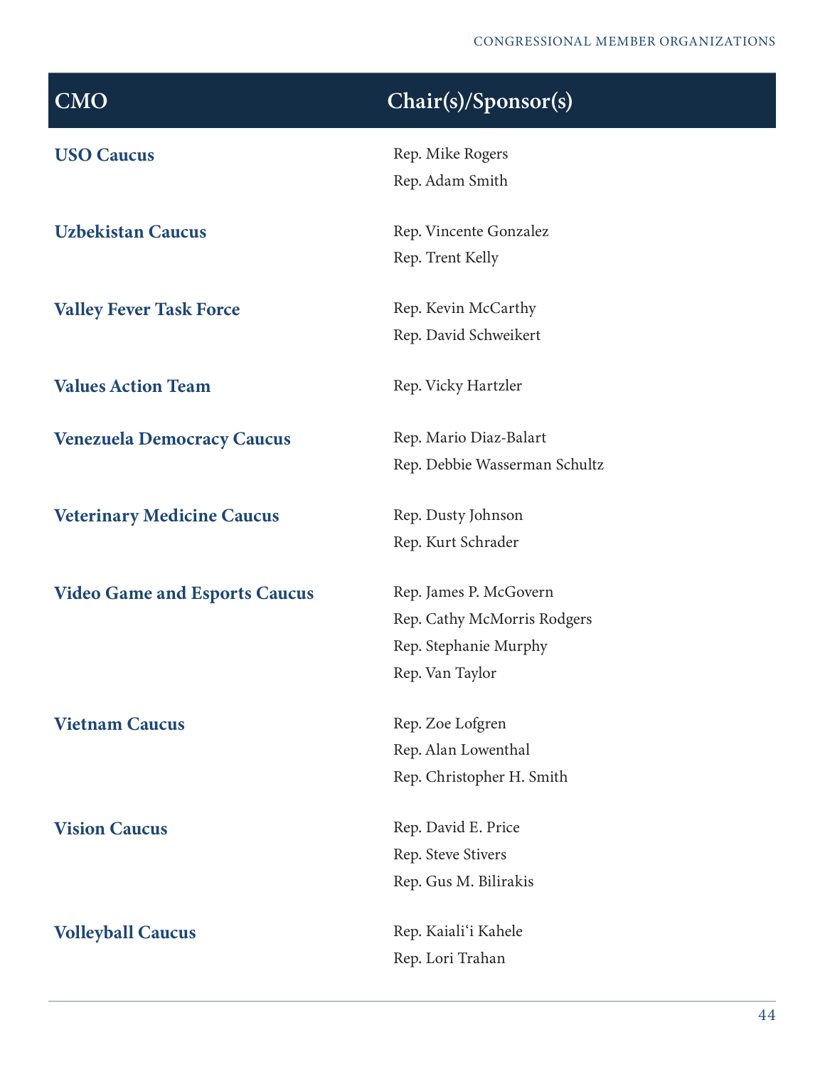| CMO | Chair(s)/Sponsor(s) |
|---|---|
| **USO Caucus** | Rep. Mike Rogers<br>Rep. Adam Smith |
| **Uzbekistan Caucus** | Rep. Vincente Gonzalez<br>Rep. Trent Kelly |
| **Valley Fever Task Force** | Rep. Kevin McCarthy<br>Rep. David Schweikert |
| **Values Action Team** | Rep. Vicky Hartzler |
| **Venezuela Democracy Caucus** | Rep. Mario Diaz-Balart<br>Rep. Debbie Wasserman Schultz |
| **Veterinary Medicine Caucus** | Rep. Dusty Johnson<br>Rep. Kurt Schrader |
| **Video Game and Esports Caucus** | Rep. James P. McGovern<br>Rep. Cathy McMorris Rodgers<br>Rep. Stephanie Murphy<br>Rep. Van Taylor |
| **Vietnam Caucus** | Rep. Zoe Lofgren<br>Rep. Alan Lowenthal<br>Rep. Christopher H. Smith |
| **Vision Caucus** | Rep. David E. Price<br>Rep. Steve Stivers<br>Rep. Gus M. Bilirakis |
| **Volleyball Caucus** | Rep. Kaialiʻi Kahele<br>Rep. Lori Trahan |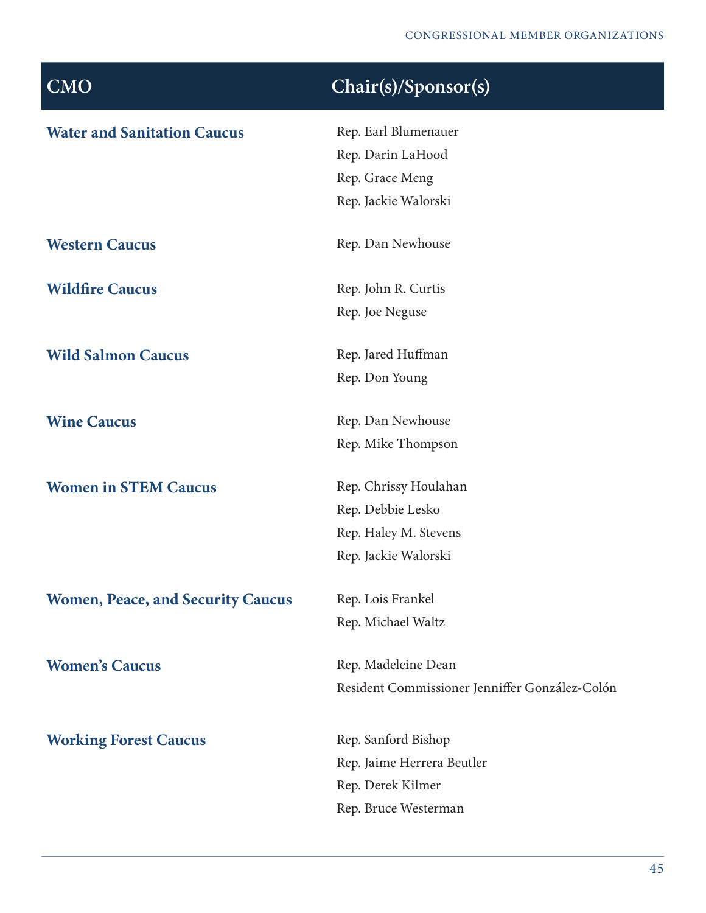| CMO | Chair(s)/Sponsor(s) |
|---|---|
| **Water and Sanitation Caucus** | Rep. Earl Blumenauer<br>Rep. Darin LaHood<br>Rep. Grace Meng<br>Rep. Jackie Walorski |
| **Western Caucus** | Rep. Dan Newhouse |
| **Wildfire Caucus** | Rep. John R. Curtis<br>Rep. Joe Neguse |
| **Wild Salmon Caucus** | Rep. Jared Huffman<br>Rep. Don Young |
| **Wine Caucus** | Rep. Dan Newhouse<br>Rep. Mike Thompson |
| **Women in STEM Caucus** | Rep. Chrissy Houlahan<br>Rep. Debbie Lesko<br>Rep. Haley M. Stevens<br>Rep. Jackie Walorski |
| **Women, Peace, and Security Caucus** | Rep. Lois Frankel<br>Rep. Michael Waltz |
| **Women's Caucus** | Rep. Madeleine Dean<br>Resident Commissioner Jenniffer González-Colón |
| **Working Forest Caucus** | Rep. Sanford Bishop<br>Rep. Jaime Herrera Beutler<br>Rep. Derek Kilmer<br>Rep. Bruce Westerman |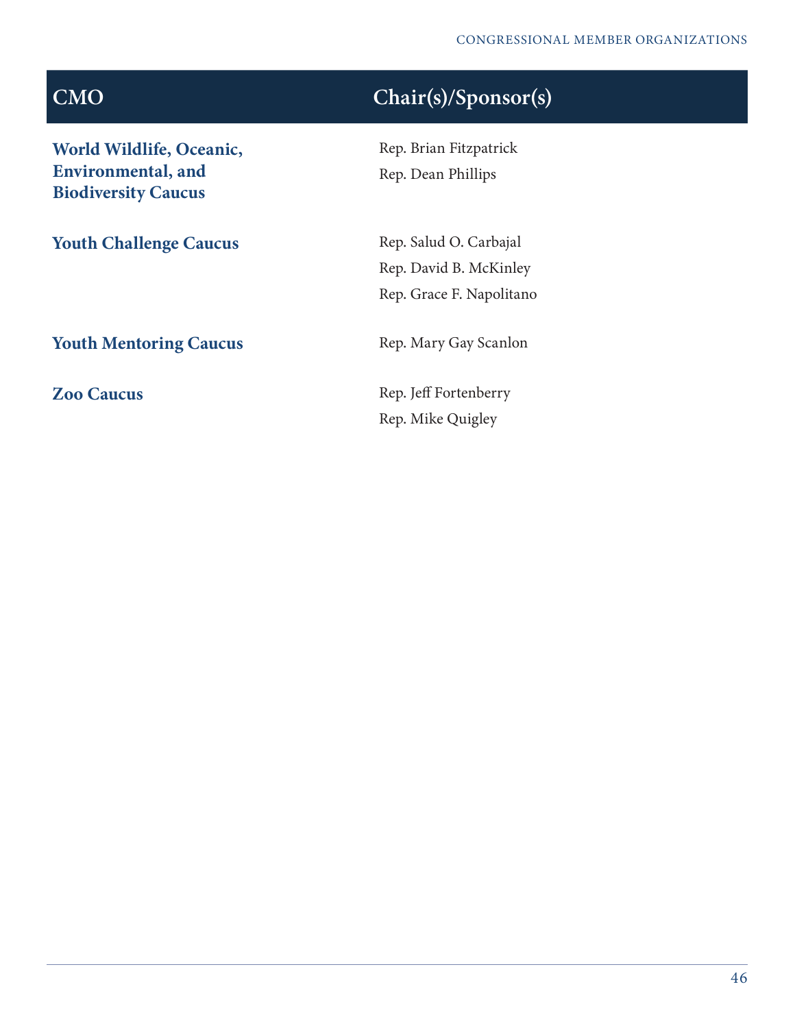| CMO | Chair(s)/Sponsor(s) |
| --- | --- |
| **World Wildlife, Oceanic, Environmental, and Biodiversity Caucus** | Rep. Brian Fitzpatrick<br>Rep. Dean Phillips |
| **Youth Challenge Caucus** | Rep. Salud O. Carbajal<br>Rep. David B. McKinley<br>Rep. Grace F. Napolitano |
| **Youth Mentoring Caucus** | Rep. Mary Gay Scanlon |
| **Zoo Caucus** | Rep. Jeff Fortenberry<br>Rep. Mike Quigley |